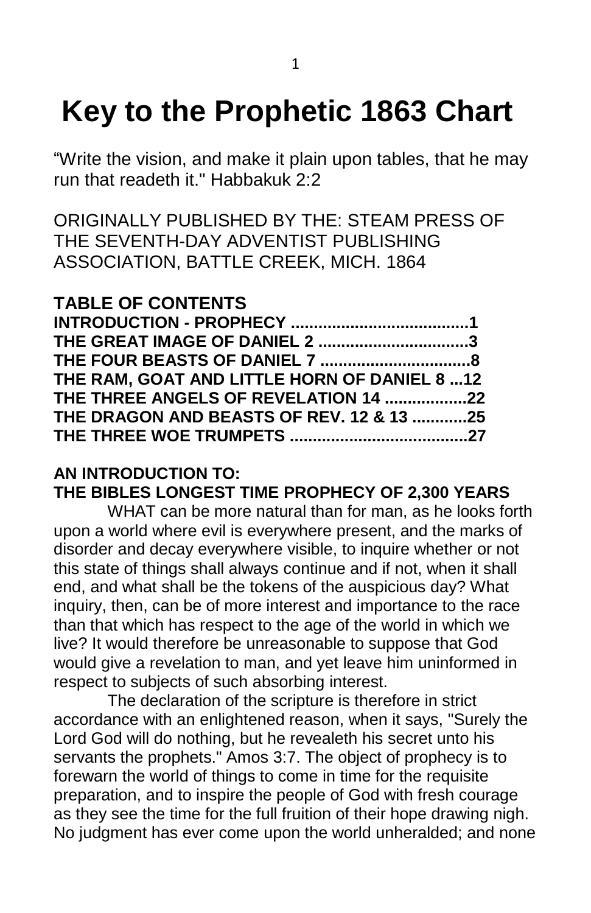# Key to the Prophetic 1863 Chart

"Write the vision, and make it plain upon tables, that he may run that readeth it." Habbakuk 2:2

ORIGINALLY PUBLISHED BY THE: STEAM PRESS OF THE SEVENTH-DAY ADVENTIST PUBLISHING ASSOCIATION, BATTLE CREEK, MICH. 1864

**TABLE OF CONTENTS**

**INTRODUCTION - PROPHECY .......................................1**
**THE GREAT IMAGE OF DANIEL 2 .................................3**
**THE FOUR BEASTS OF DANIEL 7 .................................8**
**THE RAM, GOAT AND LITTLE HORN OF DANIEL 8 ...12**
**THE THREE ANGELS OF REVELATION 14 ..................22**
**THE DRAGON AND BEASTS OF REV. 12 & 13 ............25**
**THE THREE WOE TRUMPETS .......................................27**

## AN INTRODUCTION TO:
## THE BIBLES LONGEST TIME PROPHECY OF 2,300 YEARS

WHAT can be more natural than for man, as he looks forth upon a world where evil is everywhere present, and the marks of disorder and decay everywhere visible, to inquire whether or not this state of things shall always continue and if not, when it shall end, and what shall be the tokens of the auspicious day? What inquiry, then, can be of more interest and importance to the race than that which has respect to the age of the world in which we live? It would therefore be unreasonable to suppose that God would give a revelation to man, and yet leave him uninformed in respect to subjects of such absorbing interest.

The declaration of the scripture is therefore in strict accordance with an enlightened reason, when it says, "Surely the Lord God will do nothing, but he revealeth his secret unto his servants the prophets." Amos 3:7. The object of prophecy is to forewarn the world of things to come in time for the requisite preparation, and to inspire the people of God with fresh courage as they see the time for the full fruition of their hope drawing nigh. No judgment has ever come upon the world unheralded; and none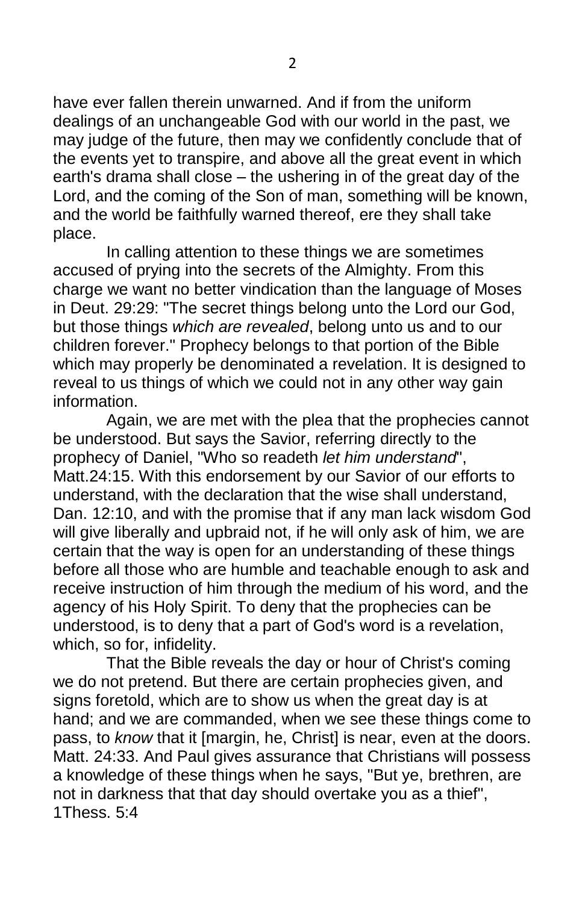have ever fallen therein unwarned. And if from the uniform dealings of an unchangeable God with our world in the past, we may judge of the future, then may we confidently conclude that of the events yet to transpire, and above all the great event in which earth's drama shall close – the ushering in of the great day of the Lord, and the coming of the Son of man, something will be known, and the world be faithfully warned thereof, ere they shall take place.

In calling attention to these things we are sometimes accused of prying into the secrets of the Almighty. From this charge we want no better vindication than the language of Moses in Deut. 29:29: "The secret things belong unto the Lord our God, but those things *which are revealed*, belong unto us and to our children forever." Prophecy belongs to that portion of the Bible which may properly be denominated a revelation. It is designed to reveal to us things of which we could not in any other way gain information.

Again, we are met with the plea that the prophecies cannot be understood. But says the Savior, referring directly to the prophecy of Daniel, "Who so readeth *let him understand*", Matt.24:15. With this endorsement by our Savior of our efforts to understand, with the declaration that the wise shall understand, Dan. 12:10, and with the promise that if any man lack wisdom God will give liberally and upbraid not, if he will only ask of him, we are certain that the way is open for an understanding of these things before all those who are humble and teachable enough to ask and receive instruction of him through the medium of his word, and the agency of his Holy Spirit. To deny that the prophecies can be understood, is to deny that a part of God's word is a revelation, which, so for, infidelity.

That the Bible reveals the day or hour of Christ's coming we do not pretend. But there are certain prophecies given, and signs foretold, which are to show us when the great day is at hand; and we are commanded, when we see these things come to pass, to *know* that it [margin, he, Christ] is near, even at the doors. Matt. 24:33. And Paul gives assurance that Christians will possess a knowledge of these things when he says, "But ye, brethren, are not in darkness that that day should overtake you as a thief", 1Thess. 5:4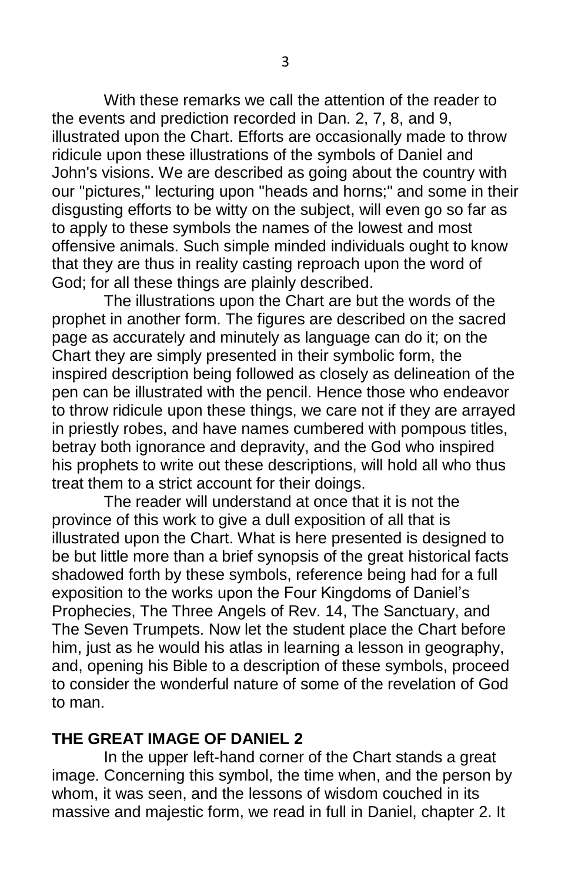With these remarks we call the attention of the reader to the events and prediction recorded in Dan. 2, 7, 8, and 9, illustrated upon the Chart. Efforts are occasionally made to throw ridicule upon these illustrations of the symbols of Daniel and John's visions. We are described as going about the country with our "pictures," lecturing upon "heads and horns;" and some in their disgusting efforts to be witty on the subject, will even go so far as to apply to these symbols the names of the lowest and most offensive animals. Such simple minded individuals ought to know that they are thus in reality casting reproach upon the word of God; for all these things are plainly described.

The illustrations upon the Chart are but the words of the prophet in another form. The figures are described on the sacred page as accurately and minutely as language can do it; on the Chart they are simply presented in their symbolic form, the inspired description being followed as closely as delineation of the pen can be illustrated with the pencil. Hence those who endeavor to throw ridicule upon these things, we care not if they are arrayed in priestly robes, and have names cumbered with pompous titles, betray both ignorance and depravity, and the God who inspired his prophets to write out these descriptions, will hold all who thus treat them to a strict account for their doings.

The reader will understand at once that it is not the province of this work to give a dull exposition of all that is illustrated upon the Chart. What is here presented is designed to be but little more than a brief synopsis of the great historical facts shadowed forth by these symbols, reference being had for a full exposition to the works upon the Four Kingdoms of Daniel's Prophecies, The Three Angels of Rev. 14, The Sanctuary, and The Seven Trumpets. Now let the student place the Chart before him, just as he would his atlas in learning a lesson in geography, and, opening his Bible to a description of these symbols, proceed to consider the wonderful nature of some of the revelation of God to man.

## THE GREAT IMAGE OF DANIEL 2

In the upper left-hand corner of the Chart stands a great image. Concerning this symbol, the time when, and the person by whom, it was seen, and the lessons of wisdom couched in its massive and majestic form, we read in full in Daniel, chapter 2. It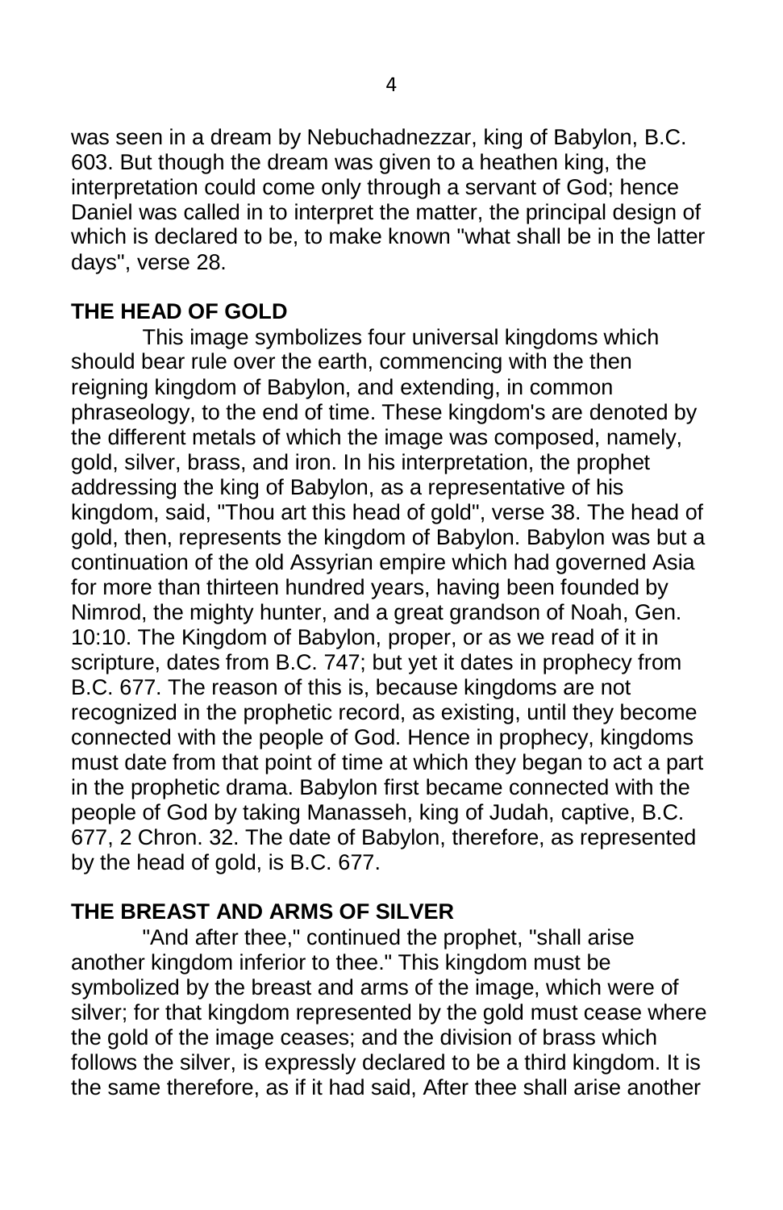was seen in a dream by Nebuchadnezzar, king of Babylon, B.C. 603. But though the dream was given to a heathen king, the interpretation could come only through a servant of God; hence Daniel was called in to interpret the matter, the principal design of which is declared to be, to make known "what shall be in the latter days", verse 28.

## THE HEAD OF GOLD

This image symbolizes four universal kingdoms which should bear rule over the earth, commencing with the then reigning kingdom of Babylon, and extending, in common phraseology, to the end of time. These kingdom's are denoted by the different metals of which the image was composed, namely, gold, silver, brass, and iron. In his interpretation, the prophet addressing the king of Babylon, as a representative of his kingdom, said, "Thou art this head of gold", verse 38. The head of gold, then, represents the kingdom of Babylon. Babylon was but a continuation of the old Assyrian empire which had governed Asia for more than thirteen hundred years, having been founded by Nimrod, the mighty hunter, and a great grandson of Noah, Gen. 10:10. The Kingdom of Babylon, proper, or as we read of it in scripture, dates from B.C. 747; but yet it dates in prophecy from B.C. 677. The reason of this is, because kingdoms are not recognized in the prophetic record, as existing, until they become connected with the people of God. Hence in prophecy, kingdoms must date from that point of time at which they began to act a part in the prophetic drama. Babylon first became connected with the people of God by taking Manasseh, king of Judah, captive, B.C. 677, 2 Chron. 32. The date of Babylon, therefore, as represented by the head of gold, is B.C. 677.

## THE BREAST AND ARMS OF SILVER

"And after thee," continued the prophet, "shall arise another kingdom inferior to thee." This kingdom must be symbolized by the breast and arms of the image, which were of silver; for that kingdom represented by the gold must cease where the gold of the image ceases; and the division of brass which follows the silver, is expressly declared to be a third kingdom. It is the same therefore, as if it had said, After thee shall arise another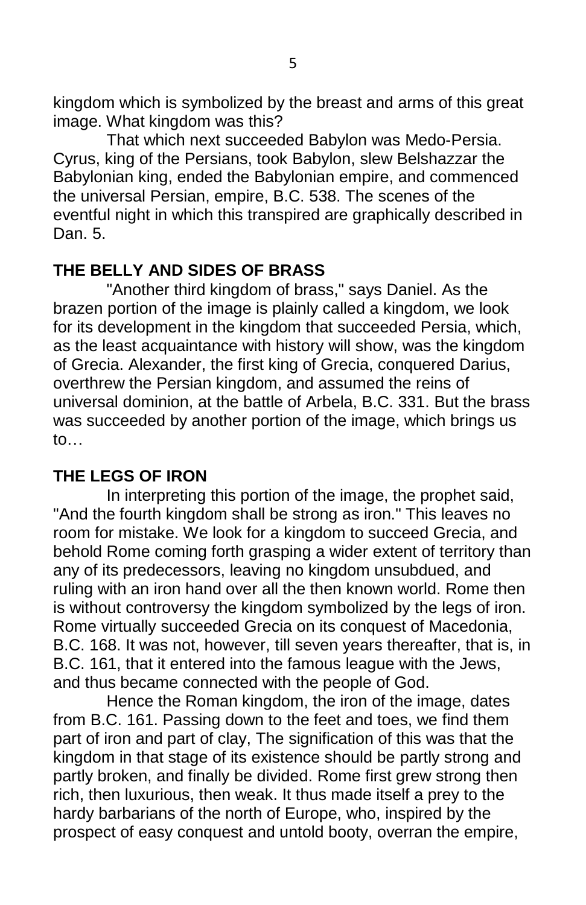kingdom which is symbolized by the breast and arms of this great image. What kingdom was this?

That which next succeeded Babylon was Medo-Persia. Cyrus, king of the Persians, took Babylon, slew Belshazzar the Babylonian king, ended the Babylonian empire, and commenced the universal Persian, empire, B.C. 538. The scenes of the eventful night in which this transpired are graphically described in Dan. 5.

## THE BELLY AND SIDES OF BRASS

"Another third kingdom of brass," says Daniel. As the brazen portion of the image is plainly called a kingdom, we look for its development in the kingdom that succeeded Persia, which, as the least acquaintance with history will show, was the kingdom of Grecia. Alexander, the first king of Grecia, conquered Darius, overthrew the Persian kingdom, and assumed the reins of universal dominion, at the battle of Arbela, B.C. 331. But the brass was succeeded by another portion of the image, which brings us to…

## THE LEGS OF IRON

In interpreting this portion of the image, the prophet said, "And the fourth kingdom shall be strong as iron." This leaves no room for mistake. We look for a kingdom to succeed Grecia, and behold Rome coming forth grasping a wider extent of territory than any of its predecessors, leaving no kingdom unsubdued, and ruling with an iron hand over all the then known world. Rome then is without controversy the kingdom symbolized by the legs of iron. Rome virtually succeeded Grecia on its conquest of Macedonia, B.C. 168. It was not, however, till seven years thereafter, that is, in B.C. 161, that it entered into the famous league with the Jews, and thus became connected with the people of God.

Hence the Roman kingdom, the iron of the image, dates from B.C. 161. Passing down to the feet and toes, we find them part of iron and part of clay, The signification of this was that the kingdom in that stage of its existence should be partly strong and partly broken, and finally be divided. Rome first grew strong then rich, then luxurious, then weak. It thus made itself a prey to the hardy barbarians of the north of Europe, who, inspired by the prospect of easy conquest and untold booty, overran the empire,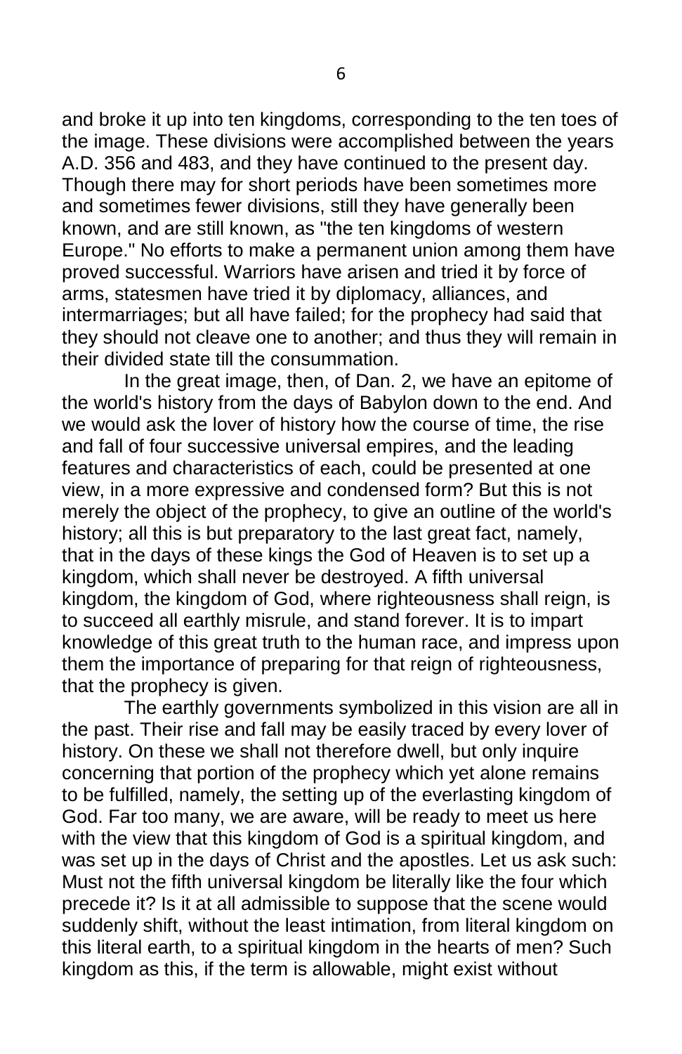and broke it up into ten kingdoms, corresponding to the ten toes of the image. These divisions were accomplished between the years A.D. 356 and 483, and they have continued to the present day. Though there may for short periods have been sometimes more and sometimes fewer divisions, still they have generally been known, and are still known, as "the ten kingdoms of western Europe." No efforts to make a permanent union among them have proved successful. Warriors have arisen and tried it by force of arms, statesmen have tried it by diplomacy, alliances, and intermarriages; but all have failed; for the prophecy had said that they should not cleave one to another; and thus they will remain in their divided state till the consummation.

In the great image, then, of Dan. 2, we have an epitome of the world's history from the days of Babylon down to the end. And we would ask the lover of history how the course of time, the rise and fall of four successive universal empires, and the leading features and characteristics of each, could be presented at one view, in a more expressive and condensed form? But this is not merely the object of the prophecy, to give an outline of the world's history; all this is but preparatory to the last great fact, namely, that in the days of these kings the God of Heaven is to set up a kingdom, which shall never be destroyed. A fifth universal kingdom, the kingdom of God, where righteousness shall reign, is to succeed all earthly misrule, and stand forever. It is to impart knowledge of this great truth to the human race, and impress upon them the importance of preparing for that reign of righteousness, that the prophecy is given.

The earthly governments symbolized in this vision are all in the past. Their rise and fall may be easily traced by every lover of history. On these we shall not therefore dwell, but only inquire concerning that portion of the prophecy which yet alone remains to be fulfilled, namely, the setting up of the everlasting kingdom of God. Far too many, we are aware, will be ready to meet us here with the view that this kingdom of God is a spiritual kingdom, and was set up in the days of Christ and the apostles. Let us ask such: Must not the fifth universal kingdom be literally like the four which precede it? Is it at all admissible to suppose that the scene would suddenly shift, without the least intimation, from literal kingdom on this literal earth, to a spiritual kingdom in the hearts of men? Such kingdom as this, if the term is allowable, might exist without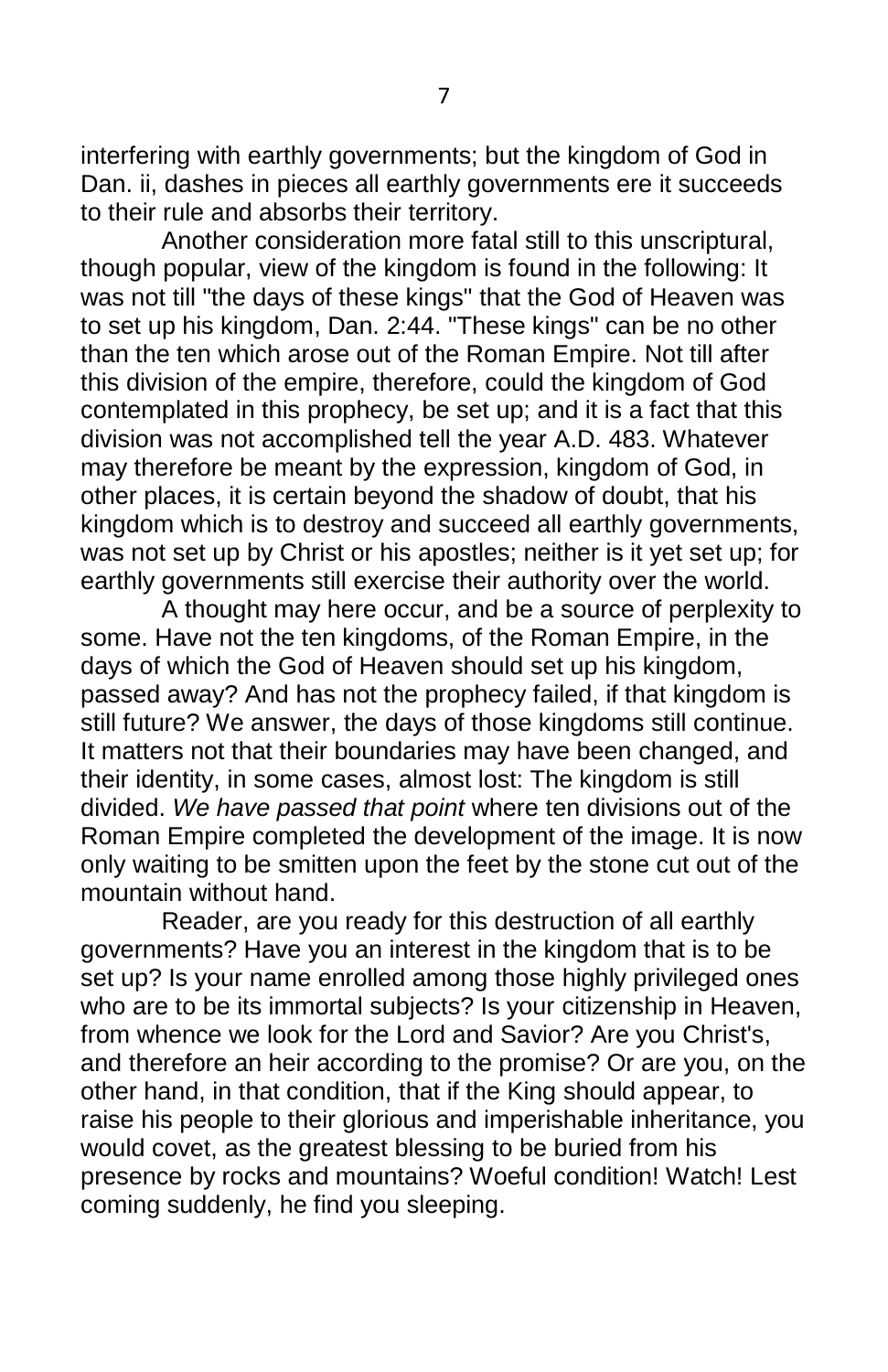interfering with earthly governments; but the kingdom of God in Dan. ii, dashes in pieces all earthly governments ere it succeeds to their rule and absorbs their territory.

Another consideration more fatal still to this unscriptural, though popular, view of the kingdom is found in the following: It was not till "the days of these kings" that the God of Heaven was to set up his kingdom, Dan. 2:44. "These kings" can be no other than the ten which arose out of the Roman Empire. Not till after this division of the empire, therefore, could the kingdom of God contemplated in this prophecy, be set up; and it is a fact that this division was not accomplished tell the year A.D. 483. Whatever may therefore be meant by the expression, kingdom of God, in other places, it is certain beyond the shadow of doubt, that his kingdom which is to destroy and succeed all earthly governments, was not set up by Christ or his apostles; neither is it yet set up; for earthly governments still exercise their authority over the world.

A thought may here occur, and be a source of perplexity to some. Have not the ten kingdoms, of the Roman Empire, in the days of which the God of Heaven should set up his kingdom, passed away? And has not the prophecy failed, if that kingdom is still future? We answer, the days of those kingdoms still continue. It matters not that their boundaries may have been changed, and their identity, in some cases, almost lost: The kingdom is still divided. *We have passed that point* where ten divisions out of the Roman Empire completed the development of the image. It is now only waiting to be smitten upon the feet by the stone cut out of the mountain without hand.

Reader, are you ready for this destruction of all earthly governments? Have you an interest in the kingdom that is to be set up? Is your name enrolled among those highly privileged ones who are to be its immortal subjects? Is your citizenship in Heaven, from whence we look for the Lord and Savior? Are you Christ's, and therefore an heir according to the promise? Or are you, on the other hand, in that condition, that if the King should appear, to raise his people to their glorious and imperishable inheritance, you would covet, as the greatest blessing to be buried from his presence by rocks and mountains? Woeful condition! Watch! Lest coming suddenly, he find you sleeping.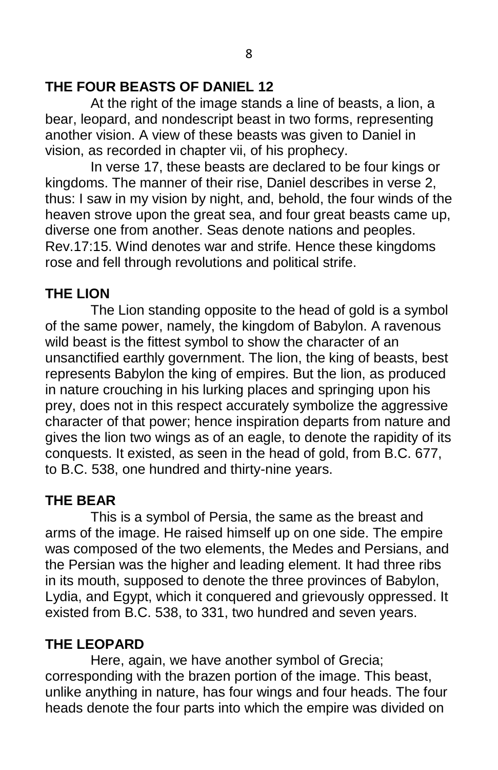## THE FOUR BEASTS OF DANIEL 12

At the right of the image stands a line of beasts, a lion, a bear, leopard, and nondescript beast in two forms, representing another vision. A view of these beasts was given to Daniel in vision, as recorded in chapter vii, of his prophecy.

In verse 17, these beasts are declared to be four kings or kingdoms. The manner of their rise, Daniel describes in verse 2, thus: I saw in my vision by night, and, behold, the four winds of the heaven strove upon the great sea, and four great beasts came up, diverse one from another. Seas denote nations and peoples. Rev.17:15. Wind denotes war and strife. Hence these kingdoms rose and fell through revolutions and political strife.

## THE LION

The Lion standing opposite to the head of gold is a symbol of the same power, namely, the kingdom of Babylon. A ravenous wild beast is the fittest symbol to show the character of an unsanctified earthly government. The lion, the king of beasts, best represents Babylon the king of empires. But the lion, as produced in nature crouching in his lurking places and springing upon his prey, does not in this respect accurately symbolize the aggressive character of that power; hence inspiration departs from nature and gives the lion two wings as of an eagle, to denote the rapidity of its conquests. It existed, as seen in the head of gold, from B.C. 677, to B.C. 538, one hundred and thirty-nine years.

## THE BEAR

This is a symbol of Persia, the same as the breast and arms of the image. He raised himself up on one side. The empire was composed of the two elements, the Medes and Persians, and the Persian was the higher and leading element. It had three ribs in its mouth, supposed to denote the three provinces of Babylon, Lydia, and Egypt, which it conquered and grievously oppressed. It existed from B.C. 538, to 331, two hundred and seven years.

## THE LEOPARD

Here, again, we have another symbol of Grecia; corresponding with the brazen portion of the image. This beast, unlike anything in nature, has four wings and four heads. The four heads denote the four parts into which the empire was divided on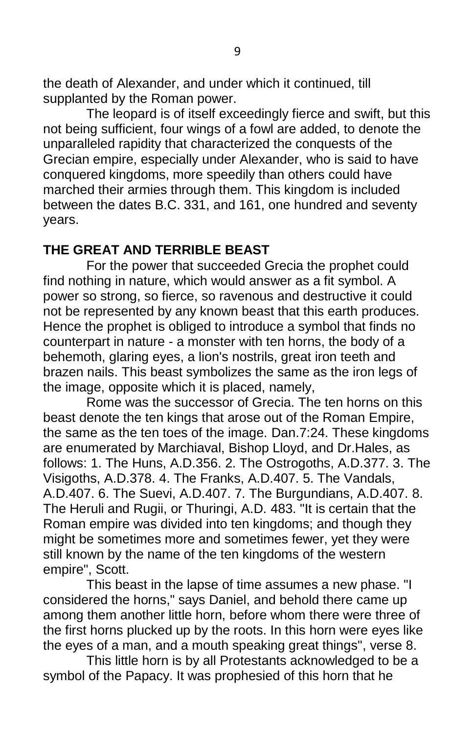the death of Alexander, and under which it continued, till supplanted by the Roman power.

The leopard is of itself exceedingly fierce and swift, but this not being sufficient, four wings of a fowl are added, to denote the unparalleled rapidity that characterized the conquests of the Grecian empire, especially under Alexander, who is said to have conquered kingdoms, more speedily than others could have marched their armies through them. This kingdom is included between the dates B.C. 331, and 161, one hundred and seventy years.

**THE GREAT AND TERRIBLE BEAST**

For the power that succeeded Grecia the prophet could find nothing in nature, which would answer as a fit symbol. A power so strong, so fierce, so ravenous and destructive it could not be represented by any known beast that this earth produces. Hence the prophet is obliged to introduce a symbol that finds no counterpart in nature - a monster with ten horns, the body of a behemoth, glaring eyes, a lion's nostrils, great iron teeth and brazen nails. This beast symbolizes the same as the iron legs of the image, opposite which it is placed, namely,

Rome was the successor of Grecia. The ten horns on this beast denote the ten kings that arose out of the Roman Empire, the same as the ten toes of the image. Dan.7:24. These kingdoms are enumerated by Marchiaval, Bishop Lloyd, and Dr.Hales, as follows: 1. The Huns, A.D.356. 2. The Ostrogoths, A.D.377. 3. The Visigoths, A.D.378. 4. The Franks, A.D.407. 5. The Vandals, A.D.407. 6. The Suevi, A.D.407. 7. The Burgundians, A.D.407. 8. The Heruli and Rugii, or Thuringi, A.D. 483. "It is certain that the Roman empire was divided into ten kingdoms; and though they might be sometimes more and sometimes fewer, yet they were still known by the name of the ten kingdoms of the western empire", Scott.

This beast in the lapse of time assumes a new phase. "I considered the horns," says Daniel, and behold there came up among them another little horn, before whom there were three of the first horns plucked up by the roots. In this horn were eyes like the eyes of a man, and a mouth speaking great things", verse 8.

This little horn is by all Protestants acknowledged to be a symbol of the Papacy. It was prophesied of this horn that he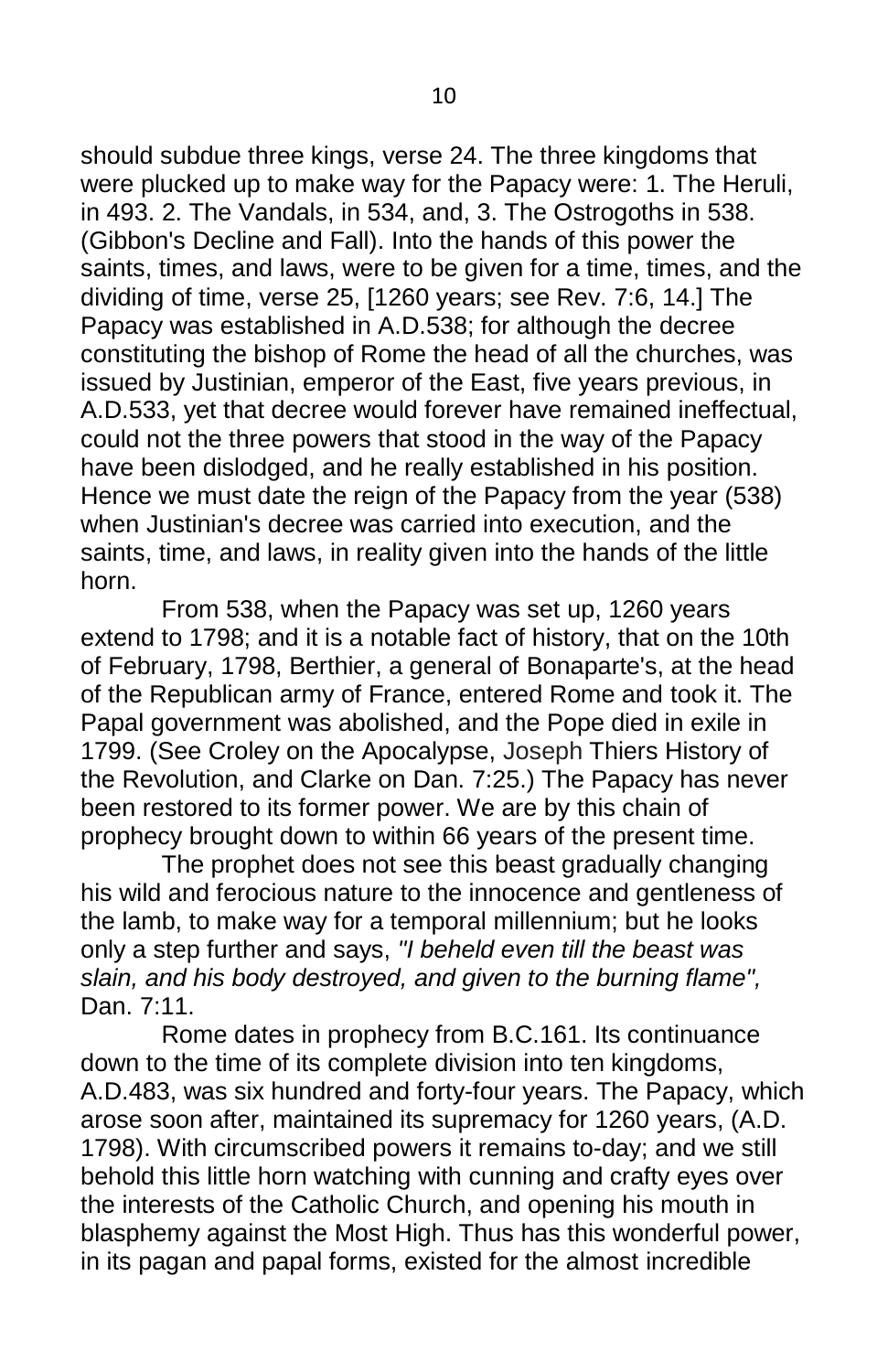should subdue three kings, verse 24. The three kingdoms that were plucked up to make way for the Papacy were: 1. The Heruli, in 493. 2. The Vandals, in 534, and, 3. The Ostrogoths in 538. (Gibbon's Decline and Fall). Into the hands of this power the saints, times, and laws, were to be given for a time, times, and the dividing of time, verse 25, [1260 years; see Rev. 7:6, 14.] The Papacy was established in A.D.538; for although the decree constituting the bishop of Rome the head of all the churches, was issued by Justinian, emperor of the East, five years previous, in A.D.533, yet that decree would forever have remained ineffectual, could not the three powers that stood in the way of the Papacy have been dislodged, and he really established in his position. Hence we must date the reign of the Papacy from the year (538) when Justinian's decree was carried into execution, and the saints, time, and laws, in reality given into the hands of the little horn.

From 538, when the Papacy was set up, 1260 years extend to 1798; and it is a notable fact of history, that on the 10th of February, 1798, Berthier, a general of Bonaparte's, at the head of the Republican army of France, entered Rome and took it. The Papal government was abolished, and the Pope died in exile in 1799. (See Croley on the Apocalypse, Joseph Thiers History of the Revolution, and Clarke on Dan. 7:25.) The Papacy has never been restored to its former power. We are by this chain of prophecy brought down to within 66 years of the present time.

The prophet does not see this beast gradually changing his wild and ferocious nature to the innocence and gentleness of the lamb, to make way for a temporal millennium; but he looks only a step further and says, *"I beheld even till the beast was slain, and his body destroyed, and given to the burning flame",* Dan. 7:11.

Rome dates in prophecy from B.C.161. Its continuance down to the time of its complete division into ten kingdoms, A.D.483, was six hundred and forty-four years. The Papacy, which arose soon after, maintained its supremacy for 1260 years, (A.D. 1798). With circumscribed powers it remains to-day; and we still behold this little horn watching with cunning and crafty eyes over the interests of the Catholic Church, and opening his mouth in blasphemy against the Most High. Thus has this wonderful power, in its pagan and papal forms, existed for the almost incredible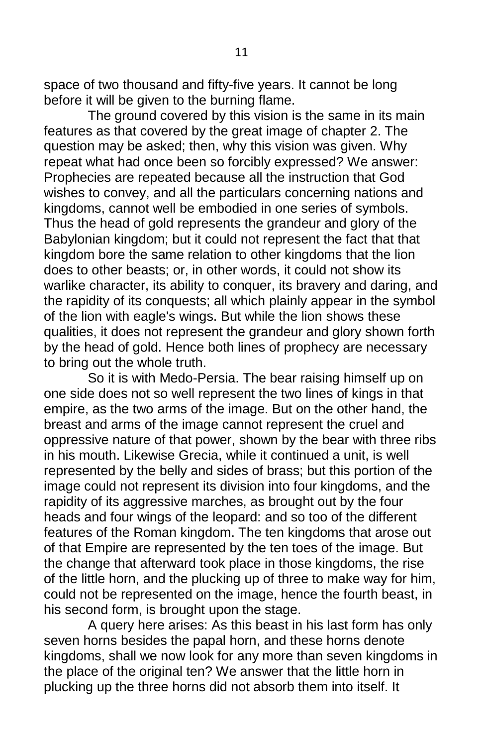space of two thousand and fifty-five years. It cannot be long before it will be given to the burning flame.

The ground covered by this vision is the same in its main features as that covered by the great image of chapter 2. The question may be asked; then, why this vision was given. Why repeat what had once been so forcibly expressed? We answer: Prophecies are repeated because all the instruction that God wishes to convey, and all the particulars concerning nations and kingdoms, cannot well be embodied in one series of symbols. Thus the head of gold represents the grandeur and glory of the Babylonian kingdom; but it could not represent the fact that that kingdom bore the same relation to other kingdoms that the lion does to other beasts; or, in other words, it could not show its warlike character, its ability to conquer, its bravery and daring, and the rapidity of its conquests; all which plainly appear in the symbol of the lion with eagle's wings. But while the lion shows these qualities, it does not represent the grandeur and glory shown forth by the head of gold. Hence both lines of prophecy are necessary to bring out the whole truth.

So it is with Medo-Persia. The bear raising himself up on one side does not so well represent the two lines of kings in that empire, as the two arms of the image. But on the other hand, the breast and arms of the image cannot represent the cruel and oppressive nature of that power, shown by the bear with three ribs in his mouth. Likewise Grecia, while it continued a unit, is well represented by the belly and sides of brass; but this portion of the image could not represent its division into four kingdoms, and the rapidity of its aggressive marches, as brought out by the four heads and four wings of the leopard: and so too of the different features of the Roman kingdom. The ten kingdoms that arose out of that Empire are represented by the ten toes of the image. But the change that afterward took place in those kingdoms, the rise of the little horn, and the plucking up of three to make way for him, could not be represented on the image, hence the fourth beast, in his second form, is brought upon the stage.

A query here arises: As this beast in his last form has only seven horns besides the papal horn, and these horns denote kingdoms, shall we now look for any more than seven kingdoms in the place of the original ten? We answer that the little horn in plucking up the three horns did not absorb them into itself. It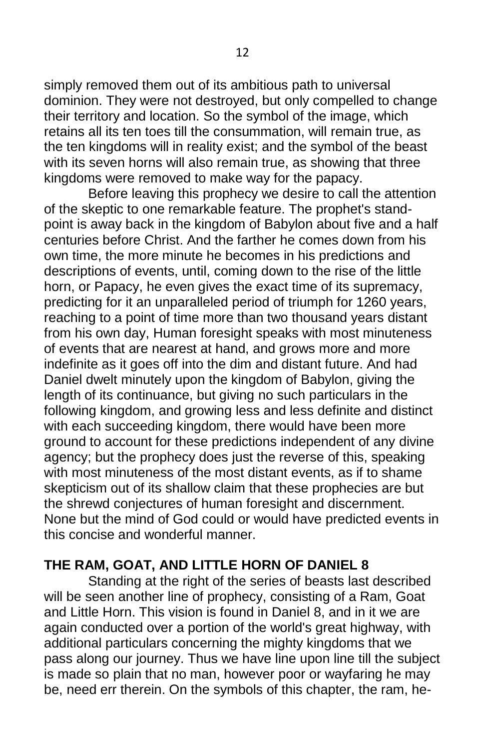simply removed them out of its ambitious path to universal dominion. They were not destroyed, but only compelled to change their territory and location. So the symbol of the image, which retains all its ten toes till the consummation, will remain true, as the ten kingdoms will in reality exist; and the symbol of the beast with its seven horns will also remain true, as showing that three kingdoms were removed to make way for the papacy.

Before leaving this prophecy we desire to call the attention of the skeptic to one remarkable feature. The prophet's stand-point is away back in the kingdom of Babylon about five and a half centuries before Christ. And the farther he comes down from his own time, the more minute he becomes in his predictions and descriptions of events, until, coming down to the rise of the little horn, or Papacy, he even gives the exact time of its supremacy, predicting for it an unparalleled period of triumph for 1260 years, reaching to a point of time more than two thousand years distant from his own day, Human foresight speaks with most minuteness of events that are nearest at hand, and grows more and more indefinite as it goes off into the dim and distant future. And had Daniel dwelt minutely upon the kingdom of Babylon, giving the length of its continuance, but giving no such particulars in the following kingdom, and growing less and less definite and distinct with each succeeding kingdom, there would have been more ground to account for these predictions independent of any divine agency; but the prophecy does just the reverse of this, speaking with most minuteness of the most distant events, as if to shame skepticism out of its shallow claim that these prophecies are but the shrewd conjectures of human foresight and discernment. None but the mind of God could or would have predicted events in this concise and wonderful manner.

## THE RAM, GOAT, AND LITTLE HORN OF DANIEL 8

Standing at the right of the series of beasts last described will be seen another line of prophecy, consisting of a Ram, Goat and Little Horn. This vision is found in Daniel 8, and in it we are again conducted over a portion of the world's great highway, with additional particulars concerning the mighty kingdoms that we pass along our journey. Thus we have line upon line till the subject is made so plain that no man, however poor or wayfaring he may be, need err therein. On the symbols of this chapter, the ram, he-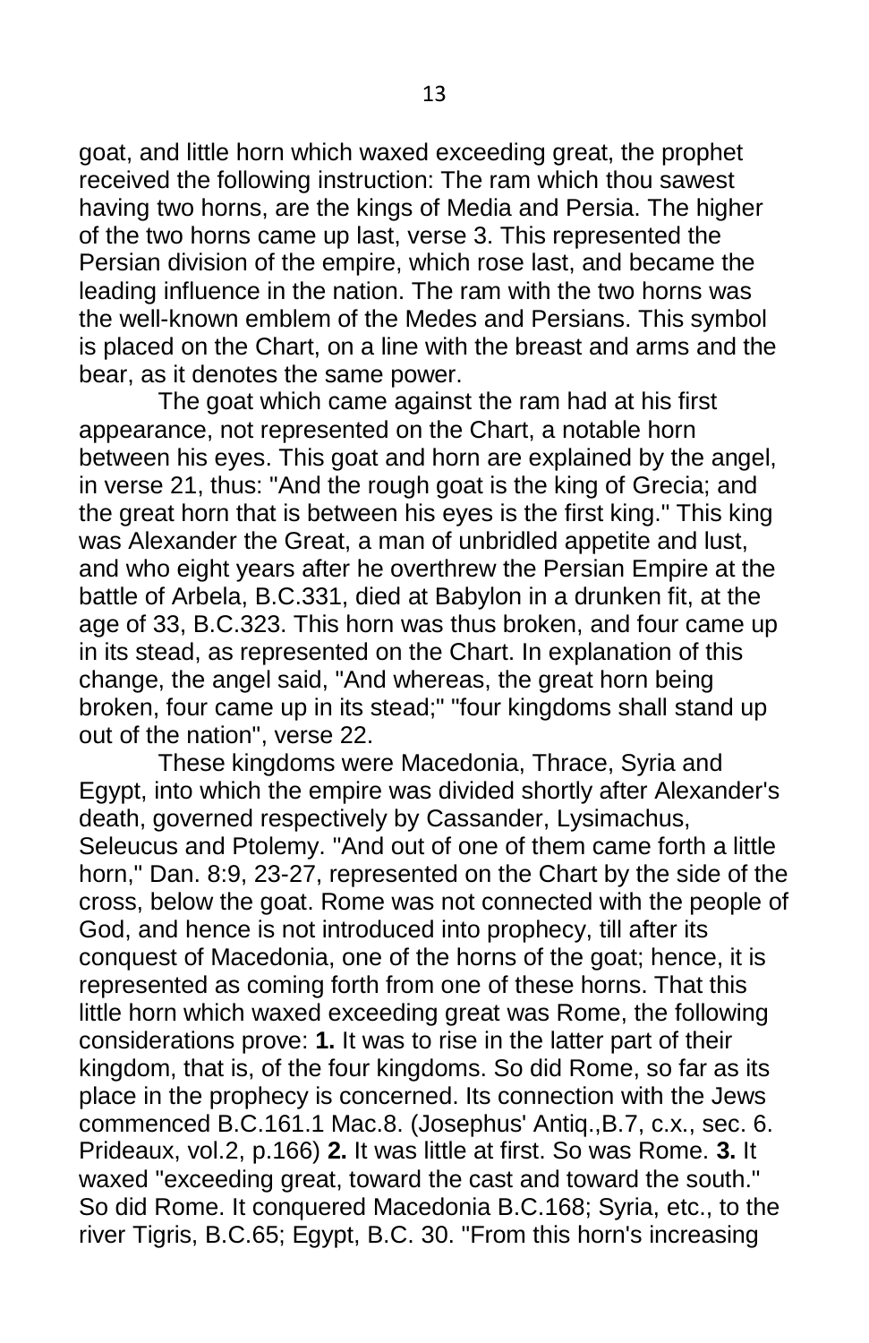goat, and little horn which waxed exceeding great, the prophet received the following instruction: The ram which thou sawest having two horns, are the kings of Media and Persia. The higher of the two horns came up last, verse 3. This represented the Persian division of the empire, which rose last, and became the leading influence in the nation. The ram with the two horns was the well-known emblem of the Medes and Persians. This symbol is placed on the Chart, on a line with the breast and arms and the bear, as it denotes the same power.

The goat which came against the ram had at his first appearance, not represented on the Chart, a notable horn between his eyes. This goat and horn are explained by the angel, in verse 21, thus: "And the rough goat is the king of Grecia; and the great horn that is between his eyes is the first king." This king was Alexander the Great, a man of unbridled appetite and lust, and who eight years after he overthrew the Persian Empire at the battle of Arbela, B.C.331, died at Babylon in a drunken fit, at the age of 33, B.C.323. This horn was thus broken, and four came up in its stead, as represented on the Chart. In explanation of this change, the angel said, "And whereas, the great horn being broken, four came up in its stead;" "four kingdoms shall stand up out of the nation", verse 22.

These kingdoms were Macedonia, Thrace, Syria and Egypt, into which the empire was divided shortly after Alexander's death, governed respectively by Cassander, Lysimachus, Seleucus and Ptolemy. "And out of one of them came forth a little horn," Dan. 8:9, 23-27, represented on the Chart by the side of the cross, below the goat. Rome was not connected with the people of God, and hence is not introduced into prophecy, till after its conquest of Macedonia, one of the horns of the goat; hence, it is represented as coming forth from one of these horns. That this little horn which waxed exceeding great was Rome, the following considerations prove: **1.** It was to rise in the latter part of their kingdom, that is, of the four kingdoms. So did Rome, so far as its place in the prophecy is concerned. Its connection with the Jews commenced B.C.161.1 Mac.8. (Josephus' Antiq.,B.7, c.x., sec. 6. Prideaux, vol.2, p.166) **2.** It was little at first. So was Rome. **3.** It waxed "exceeding great, toward the cast and toward the south." So did Rome. It conquered Macedonia B.C.168; Syria, etc., to the river Tigris, B.C.65; Egypt, B.C. 30. "From this horn's increasing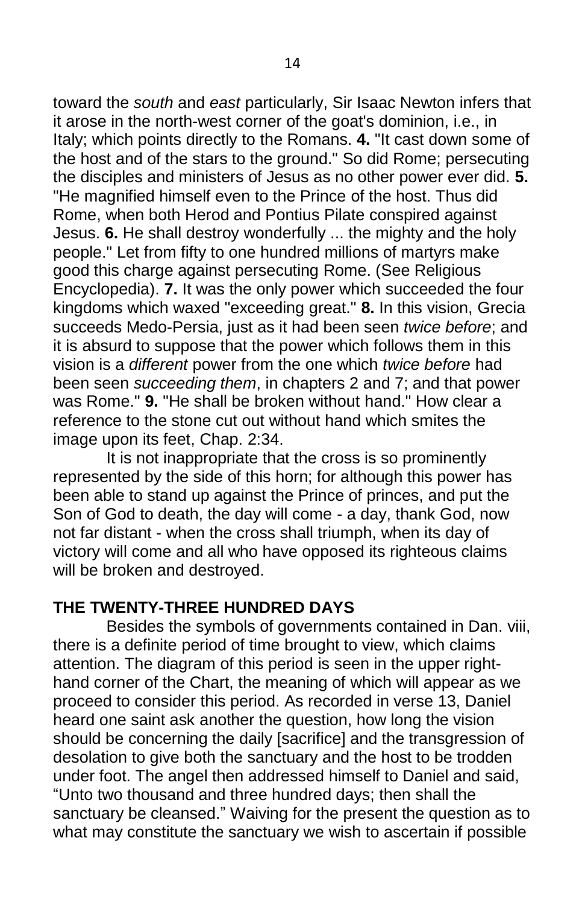toward the *south* and *east* particularly, Sir Isaac Newton infers that it arose in the north-west corner of the goat's dominion, i.e., in Italy; which points directly to the Romans. **4.** "It cast down some of the host and of the stars to the ground." So did Rome; persecuting the disciples and ministers of Jesus as no other power ever did. **5.** "He magnified himself even to the Prince of the host. Thus did Rome, when both Herod and Pontius Pilate conspired against Jesus. **6.** He shall destroy wonderfully ... the mighty and the holy people." Let from fifty to one hundred millions of martyrs make good this charge against persecuting Rome. (See Religious Encyclopedia). **7.** It was the only power which succeeded the four kingdoms which waxed "exceeding great." **8.** In this vision, Grecia succeeds Medo-Persia, just as it had been seen *twice before*; and it is absurd to suppose that the power which follows them in this vision is a *different* power from the one which *twice before* had been seen *succeeding them*, in chapters 2 and 7; and that power was Rome." **9.** "He shall be broken without hand." How clear a reference to the stone cut out without hand which smites the image upon its feet, Chap. 2:34.

It is not inappropriate that the cross is so prominently represented by the side of this horn; for although this power has been able to stand up against the Prince of princes, and put the Son of God to death, the day will come - a day, thank God, now not far distant - when the cross shall triumph, when its day of victory will come and all who have opposed its righteous claims will be broken and destroyed.

## THE TWENTY-THREE HUNDRED DAYS

Besides the symbols of governments contained in Dan. viii, there is a definite period of time brought to view, which claims attention. The diagram of this period is seen in the upper right-hand corner of the Chart, the meaning of which will appear as we proceed to consider this period. As recorded in verse 13, Daniel heard one saint ask another the question, how long the vision should be concerning the daily [sacrifice] and the transgression of desolation to give both the sanctuary and the host to be trodden under foot. The angel then addressed himself to Daniel and said, "Unto two thousand and three hundred days; then shall the sanctuary be cleansed." Waiving for the present the question as to what may constitute the sanctuary we wish to ascertain if possible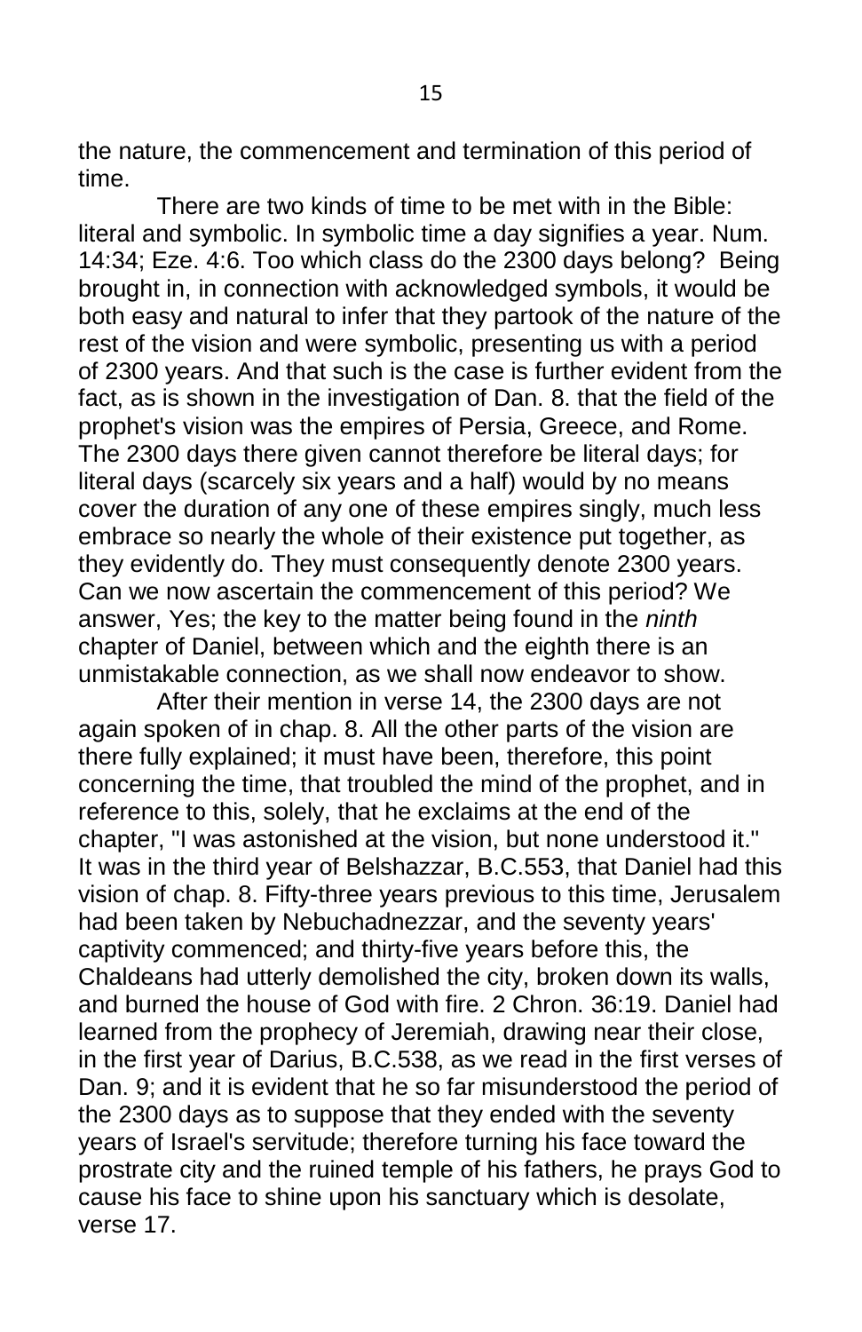the nature, the commencement and termination of this period of time.

There are two kinds of time to be met with in the Bible: literal and symbolic. In symbolic time a day signifies a year. Num. 14:34; Eze. 4:6. Too which class do the 2300 days belong? Being brought in, in connection with acknowledged symbols, it would be both easy and natural to infer that they partook of the nature of the rest of the vision and were symbolic, presenting us with a period of 2300 years. And that such is the case is further evident from the fact, as is shown in the investigation of Dan. 8. that the field of the prophet's vision was the empires of Persia, Greece, and Rome. The 2300 days there given cannot therefore be literal days; for literal days (scarcely six years and a half) would by no means cover the duration of any one of these empires singly, much less embrace so nearly the whole of their existence put together, as they evidently do. They must consequently denote 2300 years. Can we now ascertain the commencement of this period? We answer, Yes; the key to the matter being found in the *ninth* chapter of Daniel, between which and the eighth there is an unmistakable connection, as we shall now endeavor to show.

After their mention in verse 14, the 2300 days are not again spoken of in chap. 8. All the other parts of the vision are there fully explained; it must have been, therefore, this point concerning the time, that troubled the mind of the prophet, and in reference to this, solely, that he exclaims at the end of the chapter, "I was astonished at the vision, but none understood it." It was in the third year of Belshazzar, B.C.553, that Daniel had this vision of chap. 8. Fifty-three years previous to this time, Jerusalem had been taken by Nebuchadnezzar, and the seventy years' captivity commenced; and thirty-five years before this, the Chaldeans had utterly demolished the city, broken down its walls, and burned the house of God with fire. 2 Chron. 36:19. Daniel had learned from the prophecy of Jeremiah, drawing near their close, in the first year of Darius, B.C.538, as we read in the first verses of Dan. 9; and it is evident that he so far misunderstood the period of the 2300 days as to suppose that they ended with the seventy years of Israel's servitude; therefore turning his face toward the prostrate city and the ruined temple of his fathers, he prays God to cause his face to shine upon his sanctuary which is desolate, verse 17.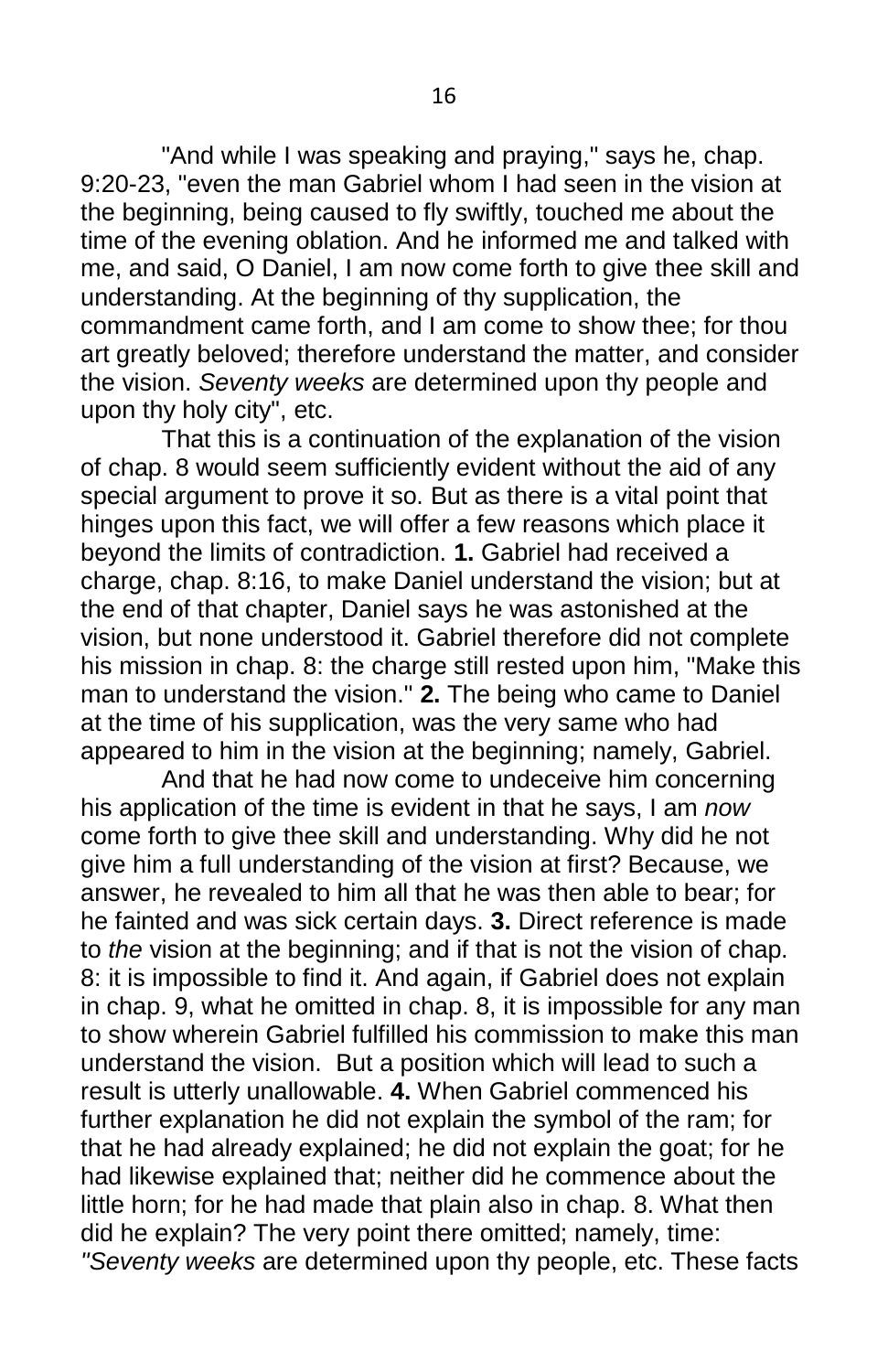"And while I was speaking and praying," says he, chap. 9:20-23, "even the man Gabriel whom I had seen in the vision at the beginning, being caused to fly swiftly, touched me about the time of the evening oblation. And he informed me and talked with me, and said, O Daniel, I am now come forth to give thee skill and understanding. At the beginning of thy supplication, the commandment came forth, and I am come to show thee; for thou art greatly beloved; therefore understand the matter, and consider the vision. *Seventy weeks* are determined upon thy people and upon thy holy city", etc.

That this is a continuation of the explanation of the vision of chap. 8 would seem sufficiently evident without the aid of any special argument to prove it so. But as there is a vital point that hinges upon this fact, we will offer a few reasons which place it beyond the limits of contradiction. **1.** Gabriel had received a charge, chap. 8:16, to make Daniel understand the vision; but at the end of that chapter, Daniel says he was astonished at the vision, but none understood it. Gabriel therefore did not complete his mission in chap. 8: the charge still rested upon him, "Make this man to understand the vision." **2.** The being who came to Daniel at the time of his supplication, was the very same who had appeared to him in the vision at the beginning; namely, Gabriel.

And that he had now come to undeceive him concerning his application of the time is evident in that he says, I am *now* come forth to give thee skill and understanding. Why did he not give him a full understanding of the vision at first? Because, we answer, he revealed to him all that he was then able to bear; for he fainted and was sick certain days. **3.** Direct reference is made to *the* vision at the beginning; and if that is not the vision of chap. 8: it is impossible to find it. And again, if Gabriel does not explain in chap. 9, what he omitted in chap. 8, it is impossible for any man to show wherein Gabriel fulfilled his commission to make this man understand the vision. But a position which will lead to such a result is utterly unallowable. **4.** When Gabriel commenced his further explanation he did not explain the symbol of the ram; for that he had already explained; he did not explain the goat; for he had likewise explained that; neither did he commence about the little horn; for he had made that plain also in chap. 8. What then did he explain? The very point there omitted; namely, time: *"Seventy weeks* are determined upon thy people, etc. These facts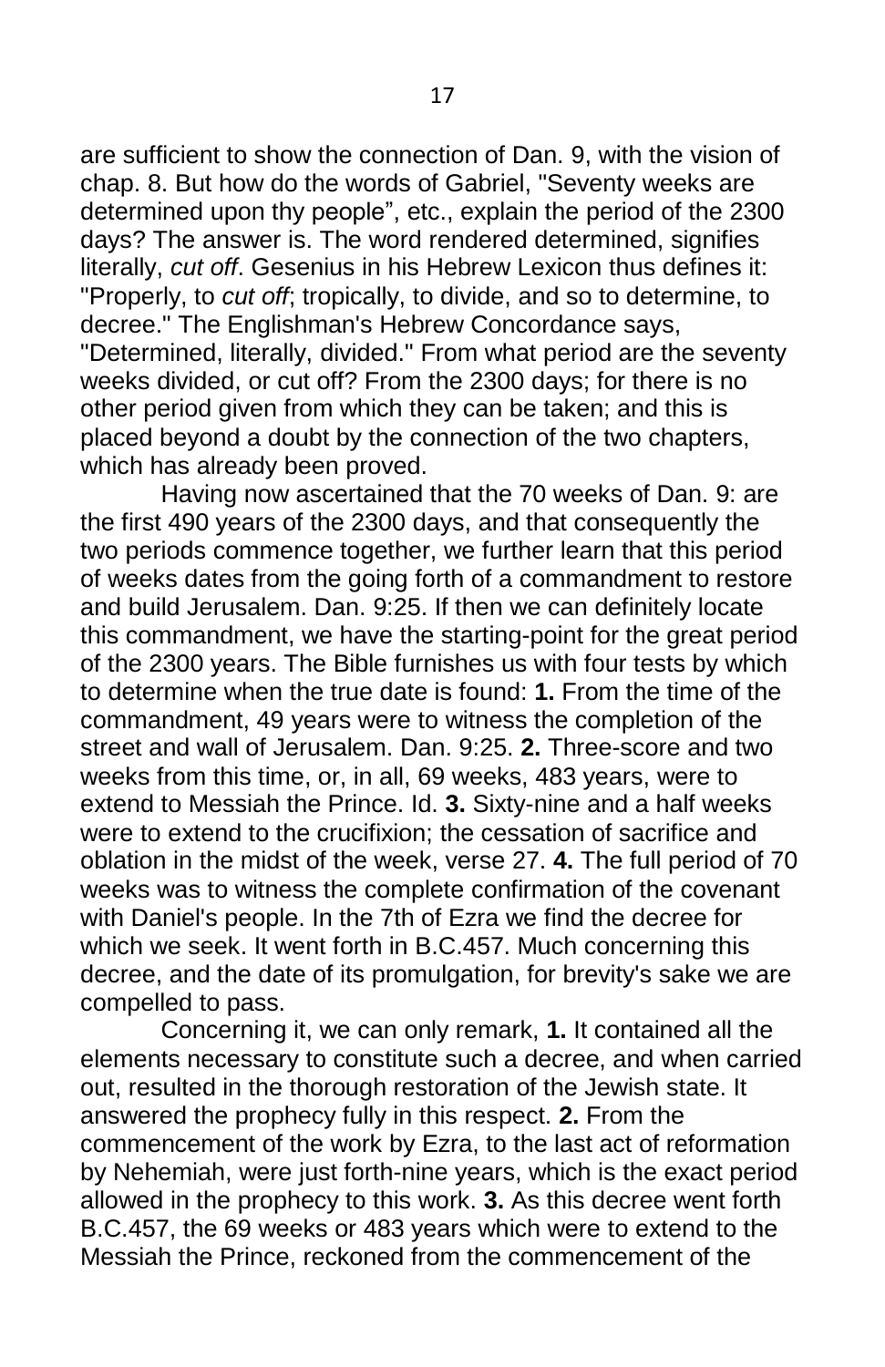are sufficient to show the connection of Dan. 9, with the vision of chap. 8. But how do the words of Gabriel, "Seventy weeks are determined upon thy people", etc., explain the period of the 2300 days? The answer is. The word rendered determined, signifies literally, *cut off*. Gesenius in his Hebrew Lexicon thus defines it: "Properly, to *cut off*; tropically, to divide, and so to determine, to decree." The Englishman's Hebrew Concordance says, "Determined, literally, divided." From what period are the seventy weeks divided, or cut off? From the 2300 days; for there is no other period given from which they can be taken; and this is placed beyond a doubt by the connection of the two chapters, which has already been proved.

Having now ascertained that the 70 weeks of Dan. 9: are the first 490 years of the 2300 days, and that consequently the two periods commence together, we further learn that this period of weeks dates from the going forth of a commandment to restore and build Jerusalem. Dan. 9:25. If then we can definitely locate this commandment, we have the starting-point for the great period of the 2300 years. The Bible furnishes us with four tests by which to determine when the true date is found: **1.** From the time of the commandment, 49 years were to witness the completion of the street and wall of Jerusalem. Dan. 9:25. **2.** Three-score and two weeks from this time, or, in all, 69 weeks, 483 years, were to extend to Messiah the Prince. Id. **3.** Sixty-nine and a half weeks were to extend to the crucifixion; the cessation of sacrifice and oblation in the midst of the week, verse 27. **4.** The full period of 70 weeks was to witness the complete confirmation of the covenant with Daniel's people. In the 7th of Ezra we find the decree for which we seek. It went forth in B.C.457. Much concerning this decree, and the date of its promulgation, for brevity's sake we are compelled to pass.

Concerning it, we can only remark, **1.** It contained all the elements necessary to constitute such a decree, and when carried out, resulted in the thorough restoration of the Jewish state. It answered the prophecy fully in this respect. **2.** From the commencement of the work by Ezra, to the last act of reformation by Nehemiah, were just forth-nine years, which is the exact period allowed in the prophecy to this work. **3.** As this decree went forth B.C.457, the 69 weeks or 483 years which were to extend to the Messiah the Prince, reckoned from the commencement of the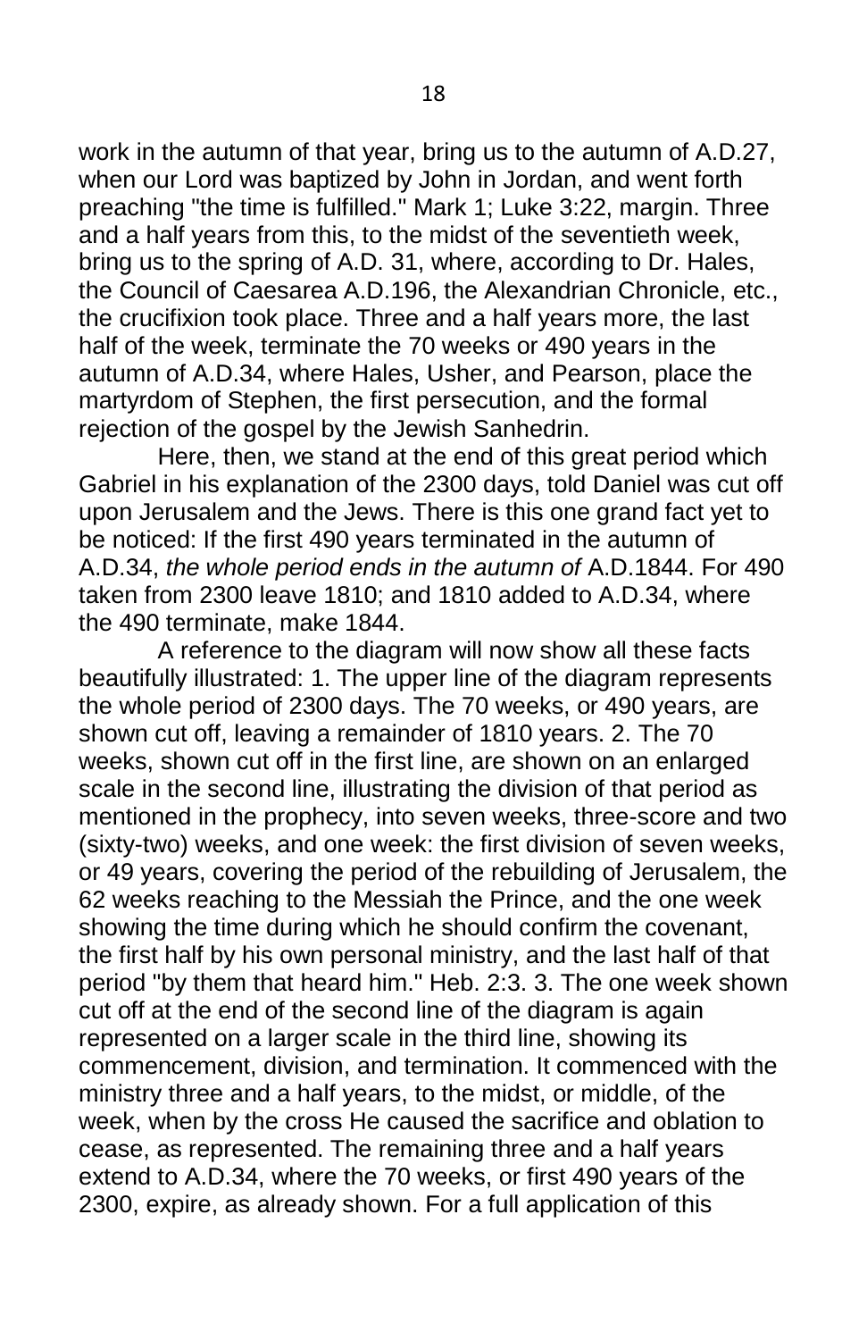work in the autumn of that year, bring us to the autumn of A.D.27, when our Lord was baptized by John in Jordan, and went forth preaching "the time is fulfilled." Mark 1; Luke 3:22, margin. Three and a half years from this, to the midst of the seventieth week, bring us to the spring of A.D. 31, where, according to Dr. Hales, the Council of Caesarea A.D.196, the Alexandrian Chronicle, etc., the crucifixion took place. Three and a half years more, the last half of the week, terminate the 70 weeks or 490 years in the autumn of A.D.34, where Hales, Usher, and Pearson, place the martyrdom of Stephen, the first persecution, and the formal rejection of the gospel by the Jewish Sanhedrin.

Here, then, we stand at the end of this great period which Gabriel in his explanation of the 2300 days, told Daniel was cut off upon Jerusalem and the Jews. There is this one grand fact yet to be noticed: If the first 490 years terminated in the autumn of A.D.34, *the whole period ends in the autumn of* A.D.1844. For 490 taken from 2300 leave 1810; and 1810 added to A.D.34, where the 490 terminate, make 1844.

A reference to the diagram will now show all these facts beautifully illustrated: 1. The upper line of the diagram represents the whole period of 2300 days. The 70 weeks, or 490 years, are shown cut off, leaving a remainder of 1810 years. 2. The 70 weeks, shown cut off in the first line, are shown on an enlarged scale in the second line, illustrating the division of that period as mentioned in the prophecy, into seven weeks, three-score and two (sixty-two) weeks, and one week: the first division of seven weeks, or 49 years, covering the period of the rebuilding of Jerusalem, the 62 weeks reaching to the Messiah the Prince, and the one week showing the time during which he should confirm the covenant, the first half by his own personal ministry, and the last half of that period "by them that heard him." Heb. 2:3. 3. The one week shown cut off at the end of the second line of the diagram is again represented on a larger scale in the third line, showing its commencement, division, and termination. It commenced with the ministry three and a half years, to the midst, or middle, of the week, when by the cross He caused the sacrifice and oblation to cease, as represented. The remaining three and a half years extend to A.D.34, where the 70 weeks, or first 490 years of the 2300, expire, as already shown. For a full application of this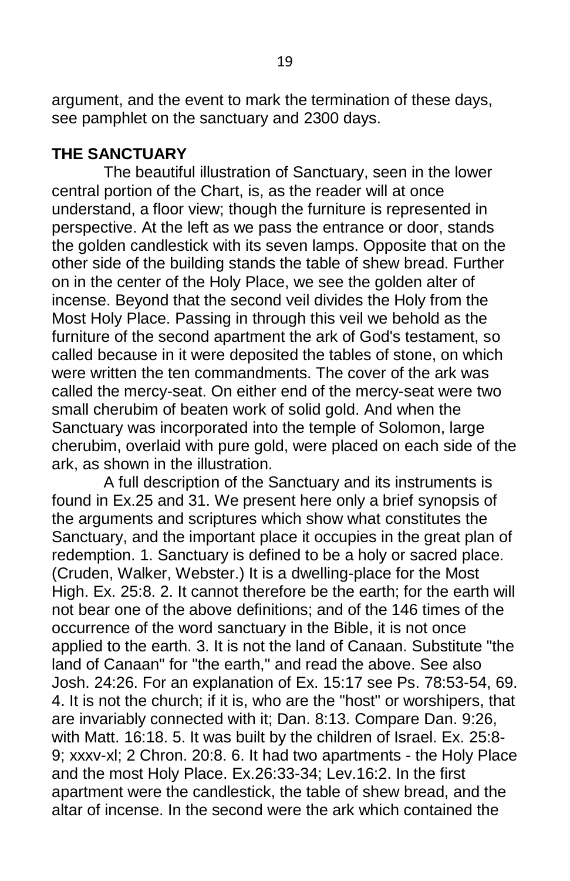argument, and the event to mark the termination of these days, see pamphlet on the sanctuary and 2300 days.

## THE SANCTUARY

The beautiful illustration of Sanctuary, seen in the lower central portion of the Chart, is, as the reader will at once understand, a floor view; though the furniture is represented in perspective. At the left as we pass the entrance or door, stands the golden candlestick with its seven lamps. Opposite that on the other side of the building stands the table of shew bread. Further on in the center of the Holy Place, we see the golden alter of incense. Beyond that the second veil divides the Holy from the Most Holy Place. Passing in through this veil we behold as the furniture of the second apartment the ark of God's testament, so called because in it were deposited the tables of stone, on which were written the ten commandments. The cover of the ark was called the mercy-seat. On either end of the mercy-seat were two small cherubim of beaten work of solid gold. And when the Sanctuary was incorporated into the temple of Solomon, large cherubim, overlaid with pure gold, were placed on each side of the ark, as shown in the illustration.

A full description of the Sanctuary and its instruments is found in Ex.25 and 31. We present here only a brief synopsis of the arguments and scriptures which show what constitutes the Sanctuary, and the important place it occupies in the great plan of redemption. 1. Sanctuary is defined to be a holy or sacred place. (Cruden, Walker, Webster.) It is a dwelling-place for the Most High. Ex. 25:8. 2. It cannot therefore be the earth; for the earth will not bear one of the above definitions; and of the 146 times of the occurrence of the word sanctuary in the Bible, it is not once applied to the earth. 3. It is not the land of Canaan. Substitute "the land of Canaan" for "the earth," and read the above. See also Josh. 24:26. For an explanation of Ex. 15:17 see Ps. 78:53-54, 69. 4. It is not the church; if it is, who are the "host" or worshipers, that are invariably connected with it; Dan. 8:13. Compare Dan. 9:26, with Matt. 16:18. 5. It was built by the children of Israel. Ex. 25:8-9; xxxv-xl; 2 Chron. 20:8. 6. It had two apartments - the Holy Place and the most Holy Place. Ex.26:33-34; Lev.16:2. In the first apartment were the candlestick, the table of shew bread, and the altar of incense. In the second were the ark which contained the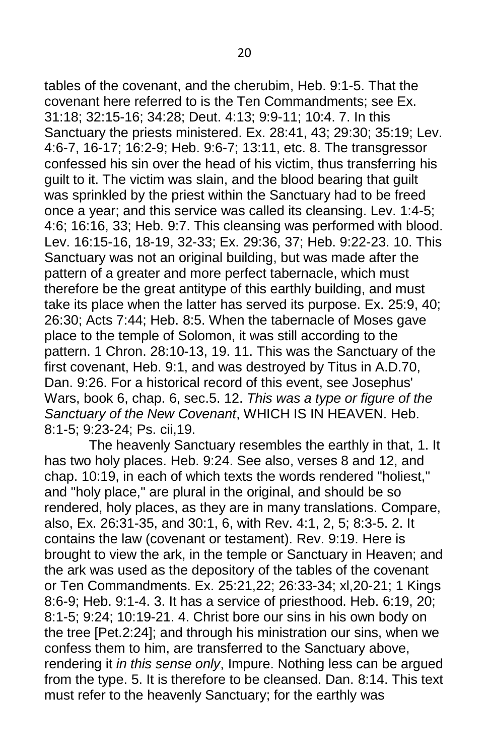tables of the covenant, and the cherubim, Heb. 9:1-5. That the covenant here referred to is the Ten Commandments; see Ex. 31:18; 32:15-16; 34:28; Deut. 4:13; 9:9-11; 10:4. 7. In this Sanctuary the priests ministered. Ex. 28:41, 43; 29:30; 35:19; Lev. 4:6-7, 16-17; 16:2-9; Heb. 9:6-7; 13:11, etc. 8. The transgressor confessed his sin over the head of his victim, thus transferring his guilt to it. The victim was slain, and the blood bearing that guilt was sprinkled by the priest within the Sanctuary had to be freed once a year; and this service was called its cleansing. Lev. 1:4-5; 4:6; 16:16, 33; Heb. 9:7. This cleansing was performed with blood. Lev. 16:15-16, 18-19, 32-33; Ex. 29:36, 37; Heb. 9:22-23. 10. This Sanctuary was not an original building, but was made after the pattern of a greater and more perfect tabernacle, which must therefore be the great antitype of this earthly building, and must take its place when the latter has served its purpose. Ex. 25:9, 40; 26:30; Acts 7:44; Heb. 8:5. When the tabernacle of Moses gave place to the temple of Solomon, it was still according to the pattern. 1 Chron. 28:10-13, 19. 11. This was the Sanctuary of the first covenant, Heb. 9:1, and was destroyed by Titus in A.D.70, Dan. 9:26. For a historical record of this event, see Josephus' Wars, book 6, chap. 6, sec.5. 12. *This was a type or figure of the Sanctuary of the New Covenant*, WHICH IS IN HEAVEN. Heb. 8:1-5; 9:23-24; Ps. cii,19.

The heavenly Sanctuary resembles the earthly in that, 1. It has two holy places. Heb. 9:24. See also, verses 8 and 12, and chap. 10:19, in each of which texts the words rendered "holiest," and "holy place," are plural in the original, and should be so rendered, holy places, as they are in many translations. Compare, also, Ex. 26:31-35, and 30:1, 6, with Rev. 4:1, 2, 5; 8:3-5. 2. It contains the law (covenant or testament). Rev. 9:19. Here is brought to view the ark, in the temple or Sanctuary in Heaven; and the ark was used as the depository of the tables of the covenant or Ten Commandments. Ex. 25:21,22; 26:33-34; xl,20-21; 1 Kings 8:6-9; Heb. 9:1-4. 3. It has a service of priesthood. Heb. 6:19, 20; 8:1-5; 9:24; 10:19-21. 4. Christ bore our sins in his own body on the tree [Pet.2:24]; and through his ministration our sins, when we confess them to him, are transferred to the Sanctuary above, rendering it *in this sense only*, Impure. Nothing less can be argued from the type. 5. It is therefore to be cleansed. Dan. 8:14. This text must refer to the heavenly Sanctuary; for the earthly was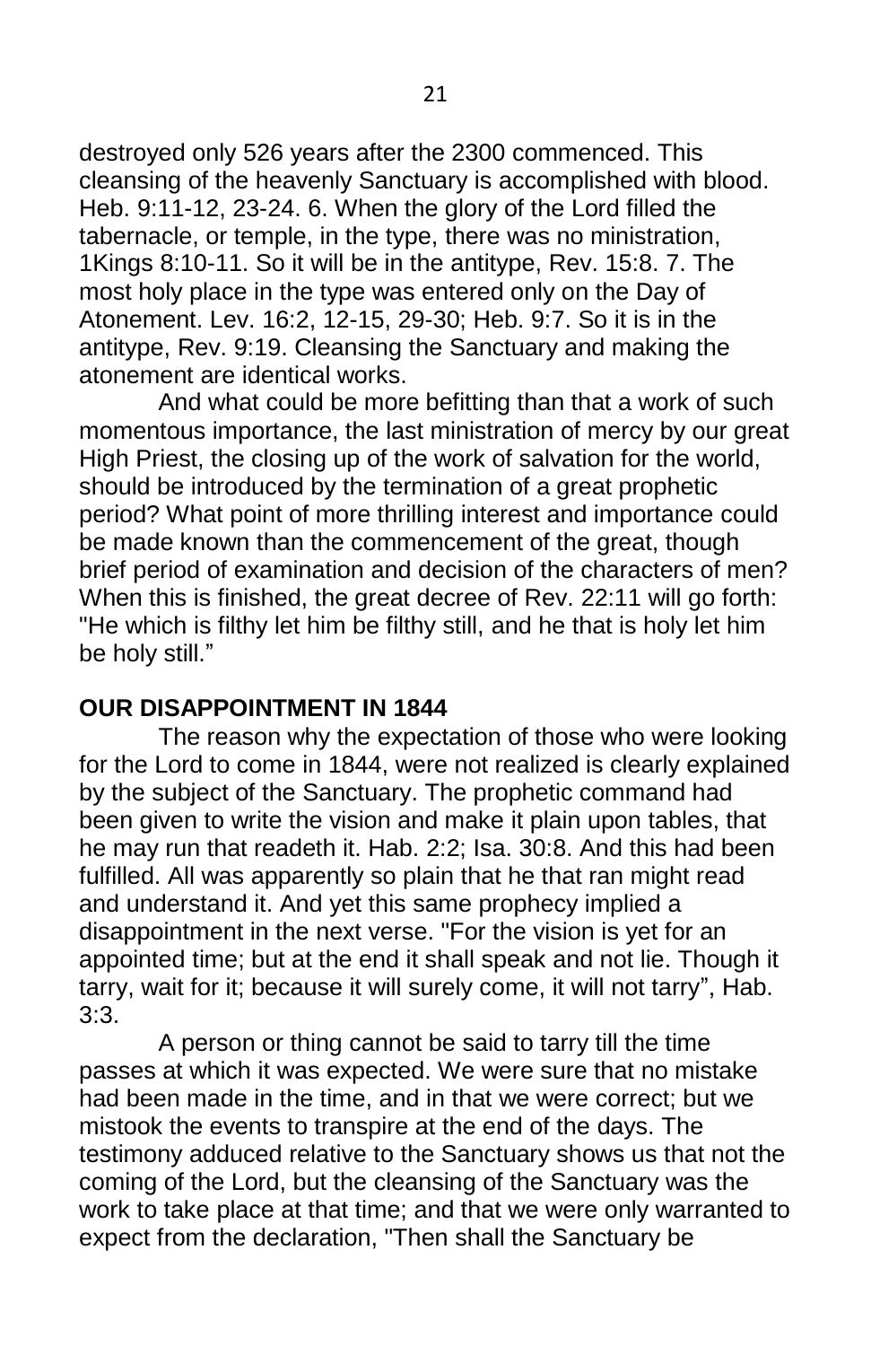destroyed only 526 years after the 2300 commenced. This cleansing of the heavenly Sanctuary is accomplished with blood. Heb. 9:11-12, 23-24. 6. When the glory of the Lord filled the tabernacle, or temple, in the type, there was no ministration, 1Kings 8:10-11. So it will be in the antitype, Rev. 15:8. 7. The most holy place in the type was entered only on the Day of Atonement. Lev. 16:2, 12-15, 29-30; Heb. 9:7. So it is in the antitype, Rev. 9:19. Cleansing the Sanctuary and making the atonement are identical works.

And what could be more befitting than that a work of such momentous importance, the last ministration of mercy by our great High Priest, the closing up of the work of salvation for the world, should be introduced by the termination of a great prophetic period? What point of more thrilling interest and importance could be made known than the commencement of the great, though brief period of examination and decision of the characters of men? When this is finished, the great decree of Rev. 22:11 will go forth: "He which is filthy let him be filthy still, and he that is holy let him be holy still."

**OUR DISAPPOINTMENT IN 1844**

The reason why the expectation of those who were looking for the Lord to come in 1844, were not realized is clearly explained by the subject of the Sanctuary. The prophetic command had been given to write the vision and make it plain upon tables, that he may run that readeth it. Hab. 2:2; Isa. 30:8. And this had been fulfilled. All was apparently so plain that he that ran might read and understand it. And yet this same prophecy implied a disappointment in the next verse. "For the vision is yet for an appointed time; but at the end it shall speak and not lie. Though it tarry, wait for it; because it will surely come, it will not tarry", Hab. 3:3.

A person or thing cannot be said to tarry till the time passes at which it was expected. We were sure that no mistake had been made in the time, and in that we were correct; but we mistook the events to transpire at the end of the days. The testimony adduced relative to the Sanctuary shows us that not the coming of the Lord, but the cleansing of the Sanctuary was the work to take place at that time; and that we were only warranted to expect from the declaration, "Then shall the Sanctuary be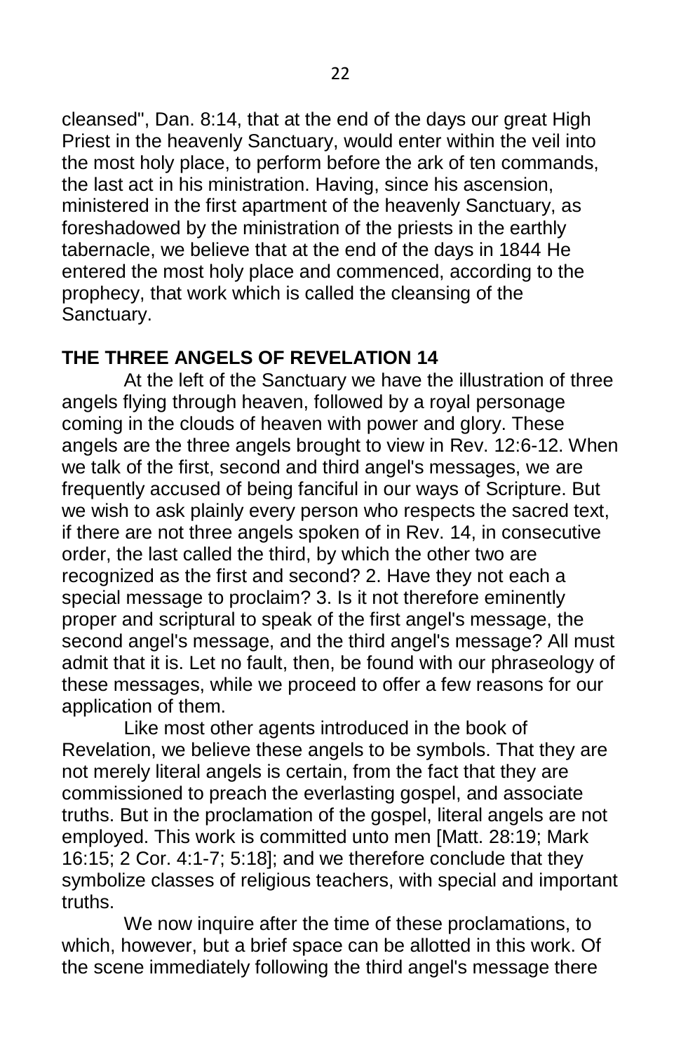cleansed", Dan. 8:14, that at the end of the days our great High Priest in the heavenly Sanctuary, would enter within the veil into the most holy place, to perform before the ark of ten commands, the last act in his ministration. Having, since his ascension, ministered in the first apartment of the heavenly Sanctuary, as foreshadowed by the ministration of the priests in the earthly tabernacle, we believe that at the end of the days in 1844 He entered the most holy place and commenced, according to the prophecy, that work which is called the cleansing of the Sanctuary.

## THE THREE ANGELS OF REVELATION 14

At the left of the Sanctuary we have the illustration of three angels flying through heaven, followed by a royal personage coming in the clouds of heaven with power and glory. These angels are the three angels brought to view in Rev. 12:6-12. When we talk of the first, second and third angel's messages, we are frequently accused of being fanciful in our ways of Scripture. But we wish to ask plainly every person who respects the sacred text, if there are not three angels spoken of in Rev. 14, in consecutive order, the last called the third, by which the other two are recognized as the first and second? 2. Have they not each a special message to proclaim? 3. Is it not therefore eminently proper and scriptural to speak of the first angel's message, the second angel's message, and the third angel's message? All must admit that it is. Let no fault, then, be found with our phraseology of these messages, while we proceed to offer a few reasons for our application of them.

Like most other agents introduced in the book of Revelation, we believe these angels to be symbols. That they are not merely literal angels is certain, from the fact that they are commissioned to preach the everlasting gospel, and associate truths. But in the proclamation of the gospel, literal angels are not employed. This work is committed unto men [Matt. 28:19; Mark 16:15; 2 Cor. 4:1-7; 5:18]; and we therefore conclude that they symbolize classes of religious teachers, with special and important truths.

We now inquire after the time of these proclamations, to which, however, but a brief space can be allotted in this work. Of the scene immediately following the third angel's message there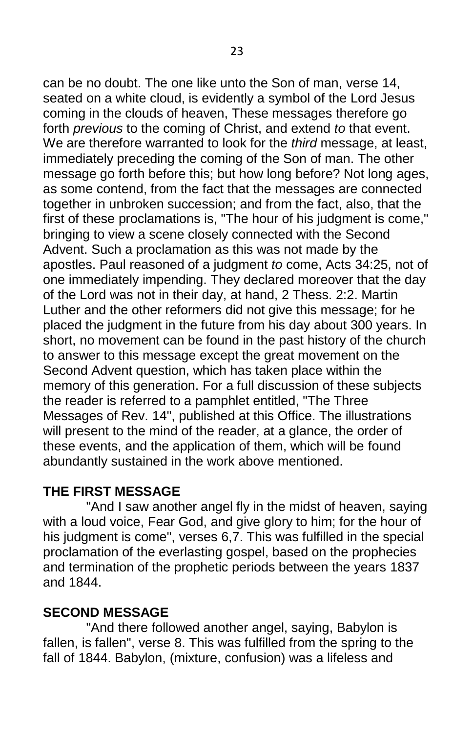can be no doubt. The one like unto the Son of man, verse 14, seated on a white cloud, is evidently a symbol of the Lord Jesus coming in the clouds of heaven, These messages therefore go forth *previous* to the coming of Christ, and extend *to* that event. We are therefore warranted to look for the *third* message, at least, immediately preceding the coming of the Son of man. The other message go forth before this; but how long before? Not long ages, as some contend, from the fact that the messages are connected together in unbroken succession; and from the fact, also, that the first of these proclamations is, "The hour of his judgment is come," bringing to view a scene closely connected with the Second Advent. Such a proclamation as this was not made by the apostles. Paul reasoned of a judgment *to* come, Acts 34:25, not of one immediately impending. They declared moreover that the day of the Lord was not in their day, at hand, 2 Thess. 2:2. Martin Luther and the other reformers did not give this message; for he placed the judgment in the future from his day about 300 years. In short, no movement can be found in the past history of the church to answer to this message except the great movement on the Second Advent question, which has taken place within the memory of this generation. For a full discussion of these subjects the reader is referred to a pamphlet entitled, "The Three Messages of Rev. 14", published at this Office. The illustrations will present to the mind of the reader, at a glance, the order of these events, and the application of them, which will be found abundantly sustained in the work above mentioned.

## THE FIRST MESSAGE

"And I saw another angel fly in the midst of heaven, saying with a loud voice, Fear God, and give glory to him; for the hour of his judgment is come", verses 6,7. This was fulfilled in the special proclamation of the everlasting gospel, based on the prophecies and termination of the prophetic periods between the years 1837 and 1844.

## SECOND MESSAGE

"And there followed another angel, saying, Babylon is fallen, is fallen", verse 8. This was fulfilled from the spring to the fall of 1844. Babylon, (mixture, confusion) was a lifeless and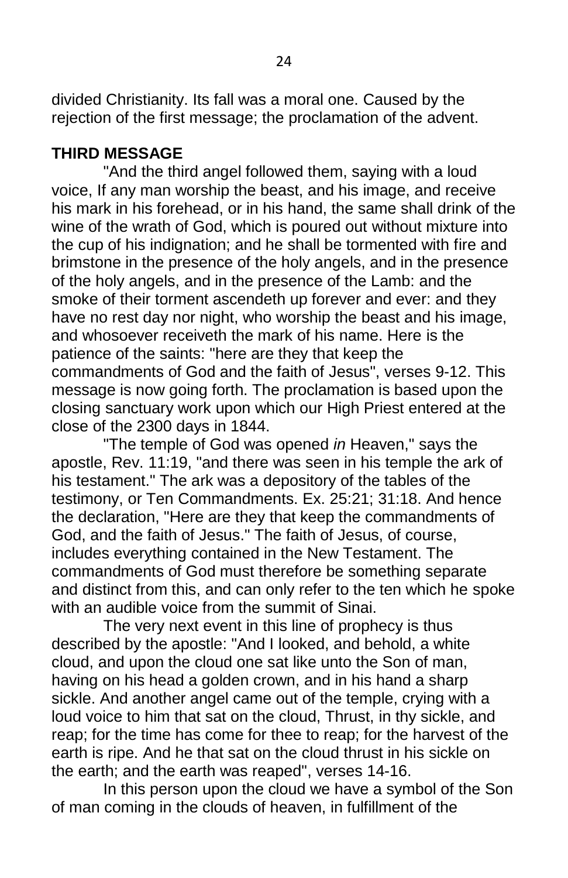divided Christianity. Its fall was a moral one. Caused by the rejection of the first message; the proclamation of the advent.

**THIRD MESSAGE**

"And the third angel followed them, saying with a loud voice, If any man worship the beast, and his image, and receive his mark in his forehead, or in his hand, the same shall drink of the wine of the wrath of God, which is poured out without mixture into the cup of his indignation; and he shall be tormented with fire and brimstone in the presence of the holy angels, and in the presence of the holy angels, and in the presence of the Lamb: and the smoke of their torment ascendeth up forever and ever: and they have no rest day nor night, who worship the beast and his image, and whosoever receiveth the mark of his name. Here is the patience of the saints: "here are they that keep the commandments of God and the faith of Jesus", verses 9-12. This message is now going forth. The proclamation is based upon the closing sanctuary work upon which our High Priest entered at the close of the 2300 days in 1844.

"The temple of God was opened *in* Heaven," says the apostle, Rev. 11:19, "and there was seen in his temple the ark of his testament." The ark was a depository of the tables of the testimony, or Ten Commandments. Ex. 25:21; 31:18. And hence the declaration, "Here are they that keep the commandments of God, and the faith of Jesus." The faith of Jesus, of course, includes everything contained in the New Testament. The commandments of God must therefore be something separate and distinct from this, and can only refer to the ten which he spoke with an audible voice from the summit of Sinai.

The very next event in this line of prophecy is thus described by the apostle: "And I looked, and behold, a white cloud, and upon the cloud one sat like unto the Son of man, having on his head a golden crown, and in his hand a sharp sickle. And another angel came out of the temple, crying with a loud voice to him that sat on the cloud, Thrust, in thy sickle, and reap; for the time has come for thee to reap; for the harvest of the earth is ripe. And he that sat on the cloud thrust in his sickle on the earth; and the earth was reaped", verses 14-16.

In this person upon the cloud we have a symbol of the Son of man coming in the clouds of heaven, in fulfillment of the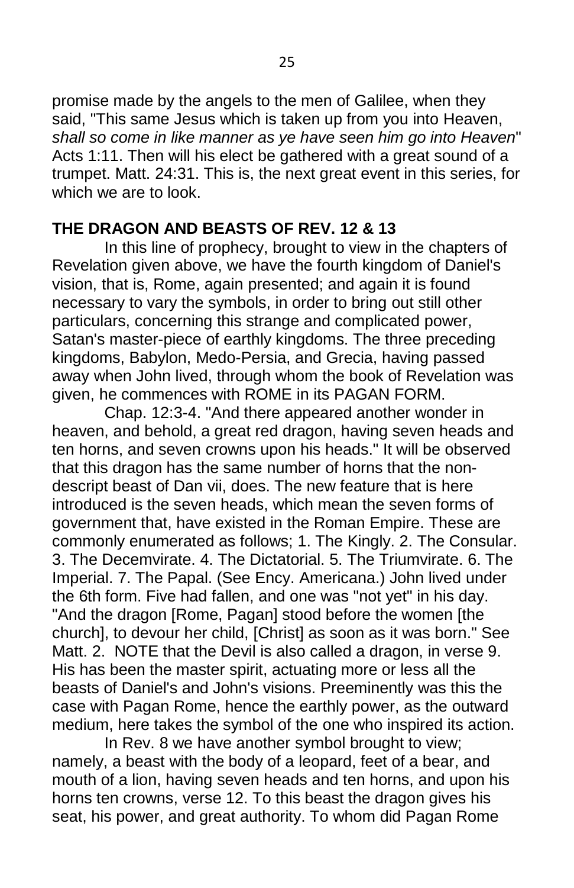promise made by the angels to the men of Galilee, when they said, "This same Jesus which is taken up from you into Heaven, *shall so come in like manner as ye have seen him go into Heaven*" Acts 1:11. Then will his elect be gathered with a great sound of a trumpet. Matt. 24:31. This is, the next great event in this series, for which we are to look.

## THE DRAGON AND BEASTS OF REV. 12 & 13

In this line of prophecy, brought to view in the chapters of Revelation given above, we have the fourth kingdom of Daniel's vision, that is, Rome, again presented; and again it is found necessary to vary the symbols, in order to bring out still other particulars, concerning this strange and complicated power, Satan's master-piece of earthly kingdoms. The three preceding kingdoms, Babylon, Medo-Persia, and Grecia, having passed away when John lived, through whom the book of Revelation was given, he commences with ROME in its PAGAN FORM.

Chap. 12:3-4. "And there appeared another wonder in heaven, and behold, a great red dragon, having seven heads and ten horns, and seven crowns upon his heads." It will be observed that this dragon has the same number of horns that the non-descript beast of Dan vii, does. The new feature that is here introduced is the seven heads, which mean the seven forms of government that, have existed in the Roman Empire. These are commonly enumerated as follows; 1. The Kingly. 2. The Consular. 3. The Decemvirate. 4. The Dictatorial. 5. The Triumvirate. 6. The Imperial. 7. The Papal. (See Ency. Americana.) John lived under the 6th form. Five had fallen, and one was "not yet" in his day. "And the dragon [Rome, Pagan] stood before the women [the church], to devour her child, [Christ] as soon as it was born." See Matt. 2. NOTE that the Devil is also called a dragon, in verse 9. His has been the master spirit, actuating more or less all the beasts of Daniel's and John's visions. Preeminently was this the case with Pagan Rome, hence the earthly power, as the outward medium, here takes the symbol of the one who inspired its action.

In Rev. 8 we have another symbol brought to view; namely, a beast with the body of a leopard, feet of a bear, and mouth of a lion, having seven heads and ten horns, and upon his horns ten crowns, verse 12. To this beast the dragon gives his seat, his power, and great authority. To whom did Pagan Rome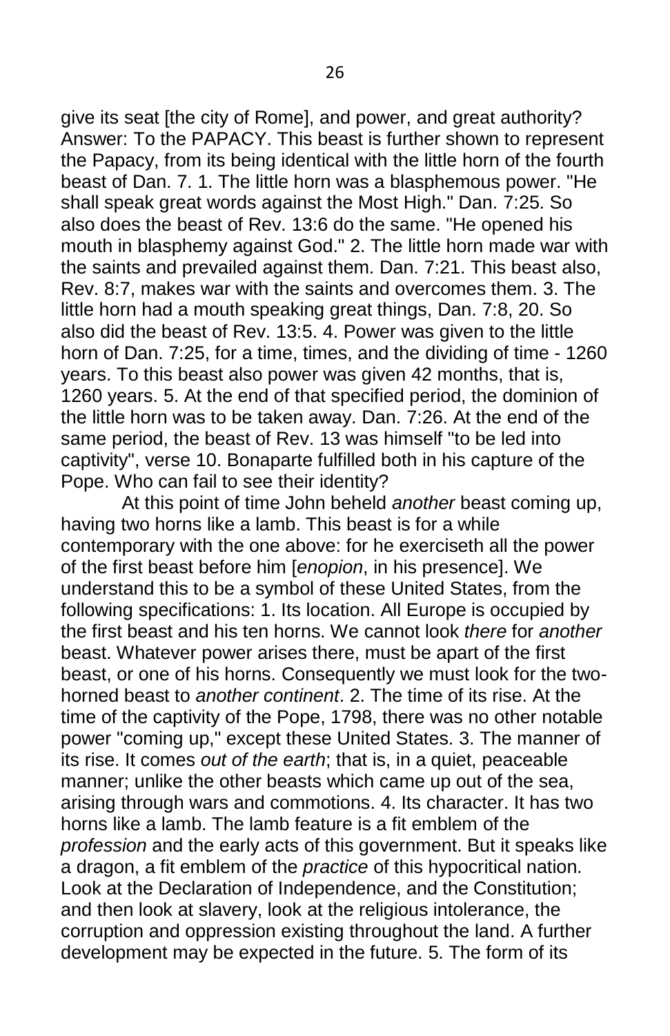give its seat [the city of Rome], and power, and great authority? Answer: To the PAPACY. This beast is further shown to represent the Papacy, from its being identical with the little horn of the fourth beast of Dan. 7. 1. The little horn was a blasphemous power. "He shall speak great words against the Most High." Dan. 7:25. So also does the beast of Rev. 13:6 do the same. "He opened his mouth in blasphemy against God." 2. The little horn made war with the saints and prevailed against them. Dan. 7:21. This beast also, Rev. 8:7, makes war with the saints and overcomes them. 3. The little horn had a mouth speaking great things, Dan. 7:8, 20. So also did the beast of Rev. 13:5. 4. Power was given to the little horn of Dan. 7:25, for a time, times, and the dividing of time - 1260 years. To this beast also power was given 42 months, that is, 1260 years. 5. At the end of that specified period, the dominion of the little horn was to be taken away. Dan. 7:26. At the end of the same period, the beast of Rev. 13 was himself "to be led into captivity", verse 10. Bonaparte fulfilled both in his capture of the Pope. Who can fail to see their identity?

At this point of time John beheld *another* beast coming up, having two horns like a lamb. This beast is for a while contemporary with the one above: for he exerciseth all the power of the first beast before him [*enopion*, in his presence]. We understand this to be a symbol of these United States, from the following specifications: 1. Its location. All Europe is occupied by the first beast and his ten horns. We cannot look *there* for *another* beast. Whatever power arises there, must be apart of the first beast, or one of his horns. Consequently we must look for the two-horned beast to *another continent*. 2. The time of its rise. At the time of the captivity of the Pope, 1798, there was no other notable power "coming up," except these United States. 3. The manner of its rise. It comes *out of the earth*; that is, in a quiet, peaceable manner; unlike the other beasts which came up out of the sea, arising through wars and commotions. 4. Its character. It has two horns like a lamb. The lamb feature is a fit emblem of the *profession* and the early acts of this government. But it speaks like a dragon, a fit emblem of the *practice* of this hypocritical nation. Look at the Declaration of Independence, and the Constitution; and then look at slavery, look at the religious intolerance, the corruption and oppression existing throughout the land. A further development may be expected in the future. 5. The form of its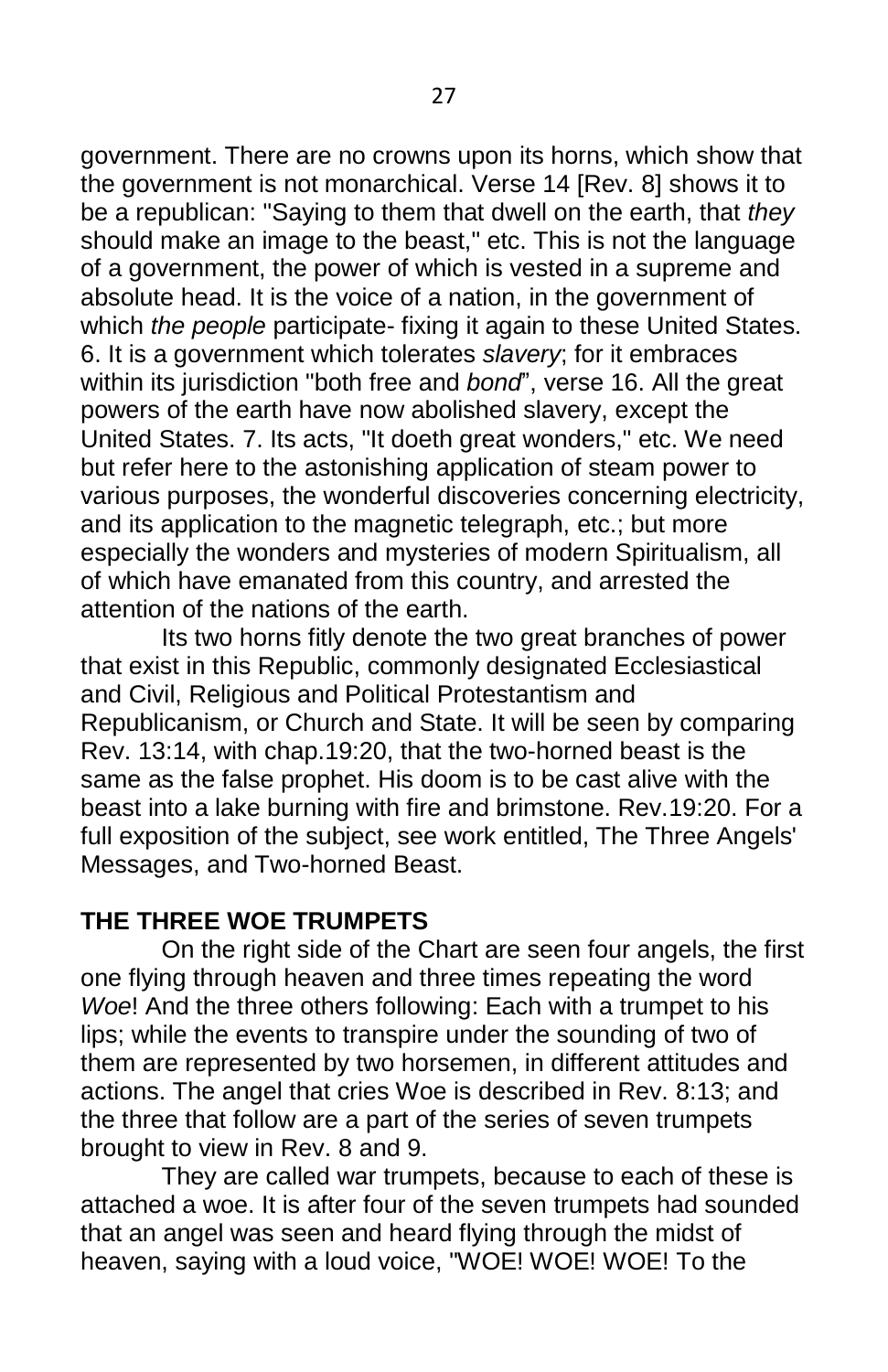government. There are no crowns upon its horns, which show that the government is not monarchical. Verse 14 [Rev. 8] shows it to be a republican: "Saying to them that dwell on the earth, that *they* should make an image to the beast," etc. This is not the language of a government, the power of which is vested in a supreme and absolute head. It is the voice of a nation, in the government of which *the people* participate- fixing it again to these United States. 6. It is a government which tolerates *slavery*; for it embraces within its jurisdiction "both free and *bond*", verse 16. All the great powers of the earth have now abolished slavery, except the United States. 7. Its acts, "It doeth great wonders," etc. We need but refer here to the astonishing application of steam power to various purposes, the wonderful discoveries concerning electricity, and its application to the magnetic telegraph, etc.; but more especially the wonders and mysteries of modern Spiritualism, all of which have emanated from this country, and arrested the attention of the nations of the earth.

Its two horns fitly denote the two great branches of power that exist in this Republic, commonly designated Ecclesiastical and Civil, Religious and Political Protestantism and Republicanism, or Church and State. It will be seen by comparing Rev. 13:14, with chap.19:20, that the two-horned beast is the same as the false prophet. His doom is to be cast alive with the beast into a lake burning with fire and brimstone. Rev.19:20. For a full exposition of the subject, see work entitled, The Three Angels' Messages, and Two-horned Beast.

## THE THREE WOE TRUMPETS

On the right side of the Chart are seen four angels, the first one flying through heaven and three times repeating the word *Woe*! And the three others following: Each with a trumpet to his lips; while the events to transpire under the sounding of two of them are represented by two horsemen, in different attitudes and actions. The angel that cries Woe is described in Rev. 8:13; and the three that follow are a part of the series of seven trumpets brought to view in Rev. 8 and 9.

They are called war trumpets, because to each of these is attached a woe. It is after four of the seven trumpets had sounded that an angel was seen and heard flying through the midst of heaven, saying with a loud voice, "WOE! WOE! WOE! To the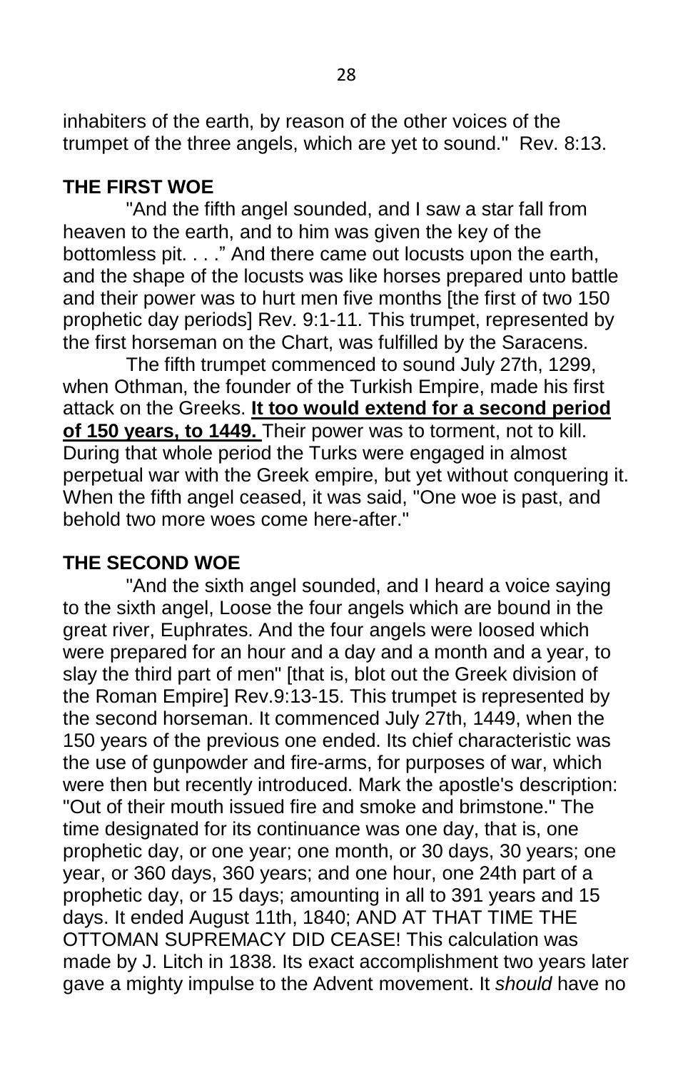inhabiters of the earth, by reason of the other voices of the trumpet of the three angels, which are yet to sound." Rev. 8:13.

**THE FIRST WOE**

"And the fifth angel sounded, and I saw a star fall from heaven to the earth, and to him was given the key of the bottomless pit. . . ." And there came out locusts upon the earth, and the shape of the locusts was like horses prepared unto battle and their power was to hurt men five months [the first of two 150 prophetic day periods] Rev. 9:1-11. This trumpet, represented by the first horseman on the Chart, was fulfilled by the Saracens.

The fifth trumpet commenced to sound July 27th, 1299, when Othman, the founder of the Turkish Empire, made his first attack on the Greeks. **<u>It too would extend for a second period of 150 years, to 1449.</u>** Their power was to torment, not to kill. During that whole period the Turks were engaged in almost perpetual war with the Greek empire, but yet without conquering it. When the fifth angel ceased, it was said, "One woe is past, and behold two more woes come here-after."

**THE SECOND WOE**

"And the sixth angel sounded, and I heard a voice saying to the sixth angel, Loose the four angels which are bound in the great river, Euphrates. And the four angels were loosed which were prepared for an hour and a day and a month and a year, to slay the third part of men" [that is, blot out the Greek division of the Roman Empire] Rev.9:13-15. This trumpet is represented by the second horseman. It commenced July 27th, 1449, when the 150 years of the previous one ended. Its chief characteristic was the use of gunpowder and fire-arms, for purposes of war, which were then but recently introduced. Mark the apostle's description: "Out of their mouth issued fire and smoke and brimstone." The time designated for its continuance was one day, that is, one prophetic day, or one year; one month, or 30 days, 30 years; one year, or 360 days, 360 years; and one hour, one 24th part of a prophetic day, or 15 days; amounting in all to 391 years and 15 days. It ended August 11th, 1840; AND AT THAT TIME THE OTTOMAN SUPREMACY DID CEASE! This calculation was made by J. Litch in 1838. Its exact accomplishment two years later gave a mighty impulse to the Advent movement. It *should* have no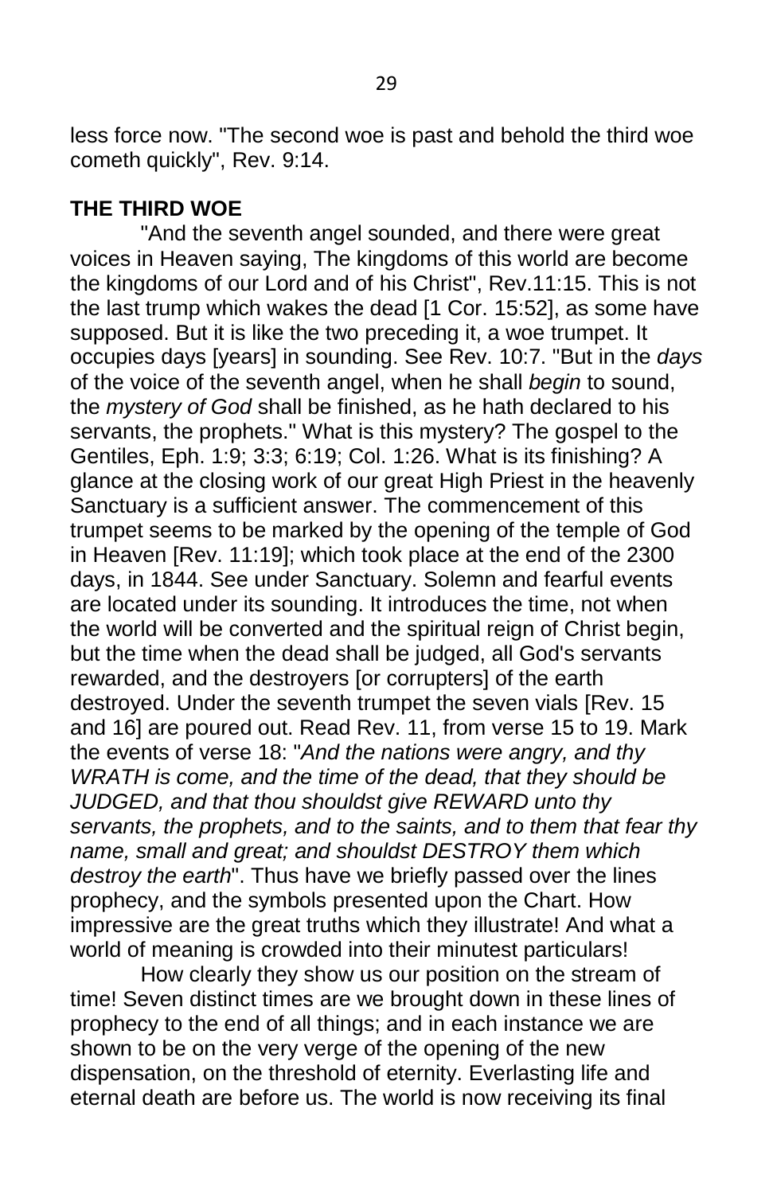less force now. "The second woe is past and behold the third woe cometh quickly", Rev. 9:14.

**THE THIRD WOE**

"And the seventh angel sounded, and there were great voices in Heaven saying, The kingdoms of this world are become the kingdoms of our Lord and of his Christ", Rev.11:15. This is not the last trump which wakes the dead [1 Cor. 15:52], as some have supposed. But it is like the two preceding it, a woe trumpet. It occupies days [years] in sounding. See Rev. 10:7. "But in the *days* of the voice of the seventh angel, when he shall *begin* to sound, the *mystery of God* shall be finished, as he hath declared to his servants, the prophets." What is this mystery? The gospel to the Gentiles, Eph. 1:9; 3:3; 6:19; Col. 1:26. What is its finishing? A glance at the closing work of our great High Priest in the heavenly Sanctuary is a sufficient answer. The commencement of this trumpet seems to be marked by the opening of the temple of God in Heaven [Rev. 11:19]; which took place at the end of the 2300 days, in 1844. See under Sanctuary. Solemn and fearful events are located under its sounding. It introduces the time, not when the world will be converted and the spiritual reign of Christ begin, but the time when the dead shall be judged, all God's servants rewarded, and the destroyers [or corrupters] of the earth destroyed. Under the seventh trumpet the seven vials [Rev. 15 and 16] are poured out. Read Rev. 11, from verse 15 to 19. Mark the events of verse 18: "*And the nations were angry, and thy WRATH is come, and the time of the dead, that they should be JUDGED, and that thou shouldst give REWARD unto thy servants, the prophets, and to the saints, and to them that fear thy name, small and great; and shouldst DESTROY them which destroy the earth*". Thus have we briefly passed over the lines prophecy, and the symbols presented upon the Chart. How impressive are the great truths which they illustrate! And what a world of meaning is crowded into their minutest particulars!

How clearly they show us our position on the stream of time! Seven distinct times are we brought down in these lines of prophecy to the end of all things; and in each instance we are shown to be on the very verge of the opening of the new dispensation, on the threshold of eternity. Everlasting life and eternal death are before us. The world is now receiving its final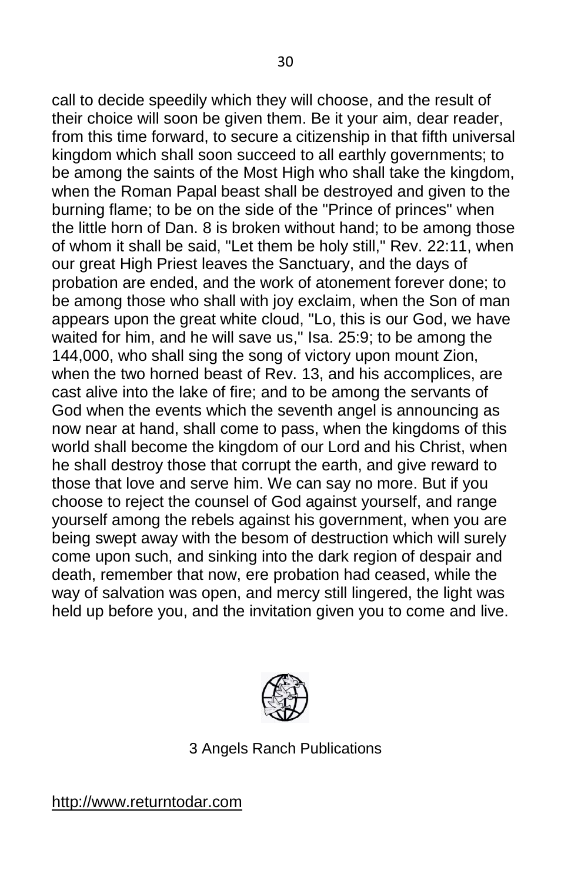call to decide speedily which they will choose, and the result of their choice will soon be given them. Be it your aim, dear reader, from this time forward, to secure a citizenship in that fifth universal kingdom which shall soon succeed to all earthly governments; to be among the saints of the Most High who shall take the kingdom, when the Roman Papal beast shall be destroyed and given to the burning flame; to be on the side of the "Prince of princes" when the little horn of Dan. 8 is broken without hand; to be among those of whom it shall be said, "Let them be holy still," Rev. 22:11, when our great High Priest leaves the Sanctuary, and the days of probation are ended, and the work of atonement forever done; to be among those who shall with joy exclaim, when the Son of man appears upon the great white cloud, "Lo, this is our God, we have waited for him, and he will save us," Isa. 25:9; to be among the 144,000, who shall sing the song of victory upon mount Zion, when the two horned beast of Rev. 13, and his accomplices, are cast alive into the lake of fire; and to be among the servants of God when the events which the seventh angel is announcing as now near at hand, shall come to pass, when the kingdoms of this world shall become the kingdom of our Lord and his Christ, when he shall destroy those that corrupt the earth, and give reward to those that love and serve him. We can say no more. But if you choose to reject the counsel of God against yourself, and range yourself among the rebels against his government, when you are being swept away with the besom of destruction which will surely come upon such, and sinking into the dark region of despair and death, remember that now, ere probation had ceased, while the way of salvation was open, and mercy still lingered, the light was held up before you, and the invitation given you to come and live.

3 Angels Ranch Publications

http://www.returntodar.com